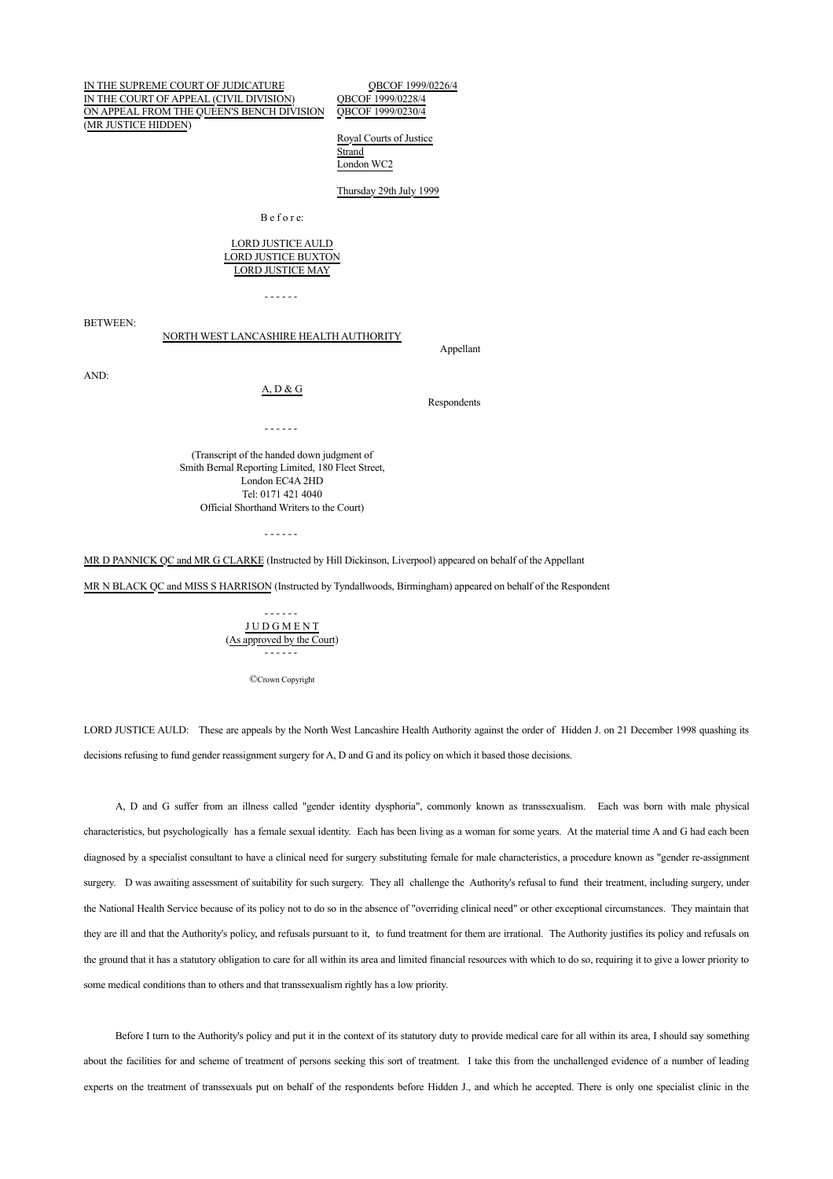IN THE SUPREME COURT OF JUDICATURE QBCOF 1999/0226/4
IN THE COURT OF APPEAL (CIVIL DIVISION) QBCOF 1999/0228/4
ON APPEAL FROM THE QUEEN'S BENCH DIVISION QBCOF 1999/0230/4
(MR JUSTICE HIDDEN)

Royal Courts of Justice
Strand
London WC2

Thursday 29th July 1999

B e f o r e:

LORD JUSTICE AULD
LORD JUSTICE BUXTON
LORD JUSTICE MAY

\- - - - - -

BETWEEN:

NORTH WEST LANCASHIRE HEALTH AUTHORITY

Appellant

AND:

A, D & G

Respondents

\- - - - - -

(Transcript of the handed down judgment of
Smith Bernal Reporting Limited, 180 Fleet Street,
London EC4A 2HD
Tel: 0171 421 4040
Official Shorthand Writers to the Court)

\- - - - - -

MR D PANNICK QC and MR G CLARKE (Instructed by Hill Dickinson, Liverpool) appeared on behalf of the Appellant

MR N BLACK QC and MISS S HARRISON (Instructed by Tyndallwoods, Birmingham) appeared on behalf of the Respondent

\- - - - - -
J U D G M E N T
(As approved by the Court)
\- - - - - -

©Crown Copyright

LORD JUSTICE AULD: These are appeals by the North West Lancashire Health Authority against the order of Hidden J. on 21 December 1998 quashing its decisions refusing to fund gender reassignment surgery for A, D and G and its policy on which it based those decisions.

A, D and G suffer from an illness called "gender identity dysphoria", commonly known as transsexualism. Each was born with male physical characteristics, but psychologically has a female sexual identity. Each has been living as a woman for some years. At the material time A and G had each been diagnosed by a specialist consultant to have a clinical need for surgery substituting female for male characteristics, a procedure known as "gender re-assignment surgery. D was awaiting assessment of suitability for such surgery. They all challenge the Authority's refusal to fund their treatment, including surgery, under the National Health Service because of its policy not to do so in the absence of "overriding clinical need" or other exceptional circumstances. They maintain that they are ill and that the Authority's policy, and refusals pursuant to it, to fund treatment for them are irrational. The Authority justifies its policy and refusals on the ground that it has a statutory obligation to care for all within its area and limited financial resources with which to do so, requiring it to give a lower priority to some medical conditions than to others and that transsexualism rightly has a low priority.

Before I turn to the Authority's policy and put it in the context of its statutory duty to provide medical care for all within its area, I should say something about the facilities for and scheme of treatment of persons seeking this sort of treatment. I take this from the unchallenged evidence of a number of leading experts on the treatment of transsexuals put on behalf of the respondents before Hidden J., and which he accepted. There is only one specialist clinic in the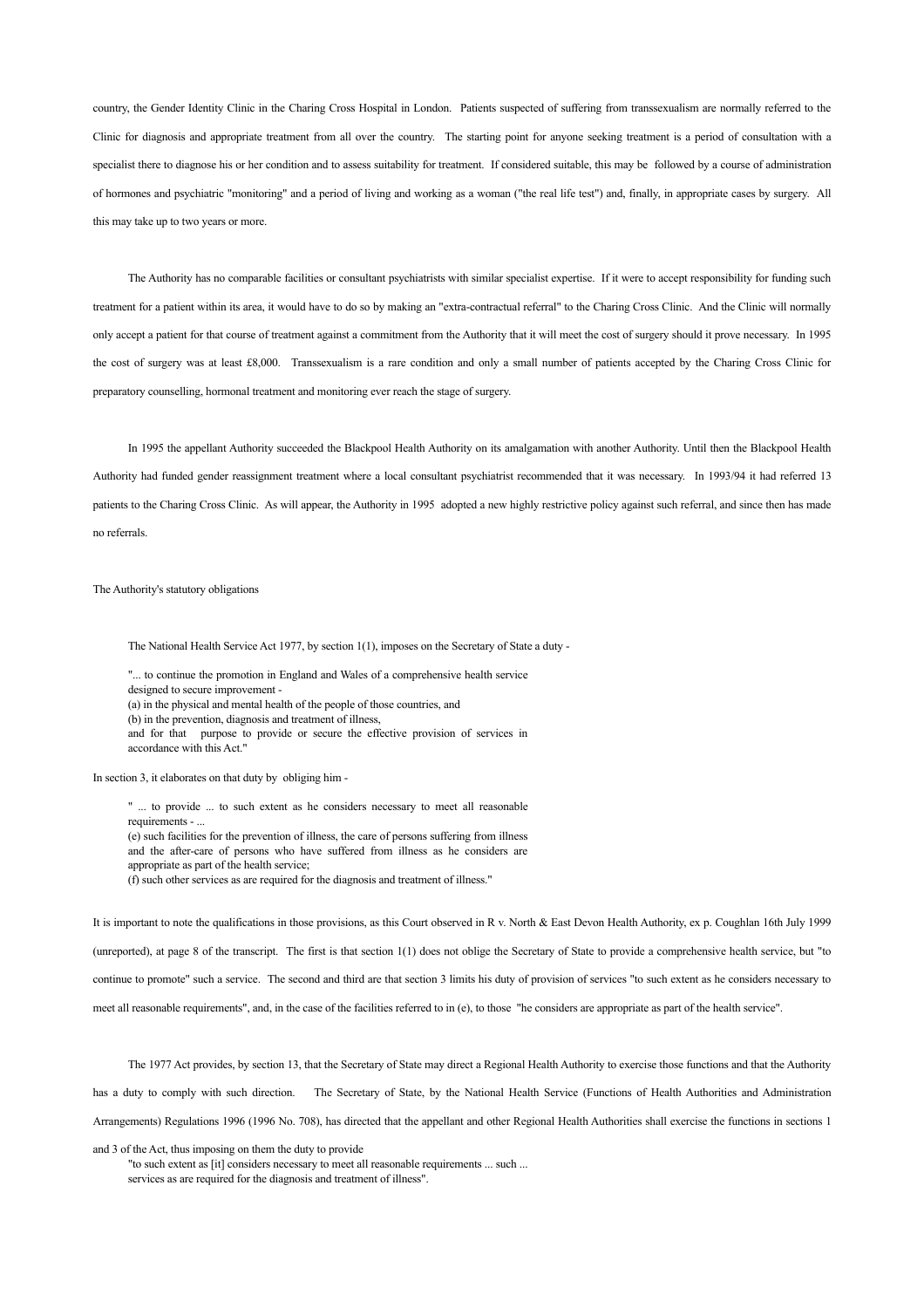country, the Gender Identity Clinic in the Charing Cross Hospital in London. Patients suspected of suffering from transsexualism are normally referred to the Clinic for diagnosis and appropriate treatment from all over the country. The starting point for anyone seeking treatment is a period of consultation with a specialist there to diagnose his or her condition and to assess suitability for treatment. If considered suitable, this may be followed by a course of administration of hormones and psychiatric "monitoring" and a period of living and working as a woman ("the real life test") and, finally, in appropriate cases by surgery. All this may take up to two years or more.

The Authority has no comparable facilities or consultant psychiatrists with similar specialist expertise. If it were to accept responsibility for funding such treatment for a patient within its area, it would have to do so by making an "extra-contractual referral" to the Charing Cross Clinic. And the Clinic will normally only accept a patient for that course of treatment against a commitment from the Authority that it will meet the cost of surgery should it prove necessary. In 1995 the cost of surgery was at least £8,000. Transsexualism is a rare condition and only a small number of patients accepted by the Charing Cross Clinic for preparatory counselling, hormonal treatment and monitoring ever reach the stage of surgery.

In 1995 the appellant Authority succeeded the Blackpool Health Authority on its amalgamation with another Authority. Until then the Blackpool Health Authority had funded gender reassignment treatment where a local consultant psychiatrist recommended that it was necessary. In 1993/94 it had referred 13 patients to the Charing Cross Clinic. As will appear, the Authority in 1995 adopted a new highly restrictive policy against such referral, and since then has made no referrals.

The Authority's statutory obligations

The National Health Service Act 1977, by section 1(1), imposes on the Secretary of State a duty -

> "... to continue the promotion in England and Wales of a comprehensive health service designed to secure improvement -
> (a) in the physical and mental health of the people of those countries, and
> (b) in the prevention, diagnosis and treatment of illness,
> and for that purpose to provide or secure the effective provision of services in accordance with this Act."

In section 3, it elaborates on that duty by obliging him -

> " ... to provide ... to such extent as he considers necessary to meet all reasonable requirements - ...
> (e) such facilities for the prevention of illness, the care of persons suffering from illness and the after-care of persons who have suffered from illness as he considers are appropriate as part of the health service;
> (f) such other services as are required for the diagnosis and treatment of illness."

It is important to note the qualifications in those provisions, as this Court observed in R v. North & East Devon Health Authority, ex p. Coughlan 16th July 1999 (unreported), at page 8 of the transcript. The first is that section 1(1) does not oblige the Secretary of State to provide a comprehensive health service, but "to continue to promote" such a service. The second and third are that section 3 limits his duty of provision of services "to such extent as he considers necessary to meet all reasonable requirements", and, in the case of the facilities referred to in (e), to those "he considers are appropriate as part of the health service".

The 1977 Act provides, by section 13, that the Secretary of State may direct a Regional Health Authority to exercise those functions and that the Authority has a duty to comply with such direction. The Secretary of State, by the National Health Service (Functions of Health Authorities and Administration Arrangements) Regulations 1996 (1996 No. 708), has directed that the appellant and other Regional Health Authorities shall exercise the functions in sections 1 and 3 of the Act, thus imposing on them the duty to provide

> "to such extent as [it] considers necessary to meet all reasonable requirements ... such ... services as are required for the diagnosis and treatment of illness".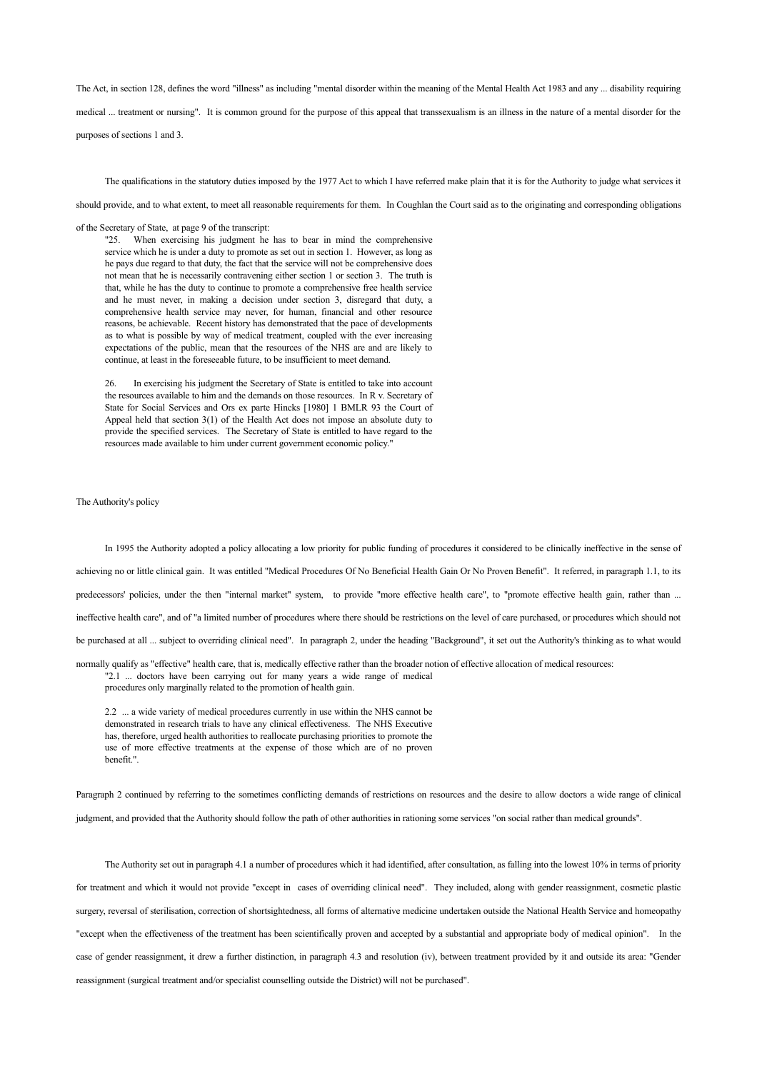The Act, in section 128, defines the word "illness" as including "mental disorder within the meaning of the Mental Health Act 1983 and any ... disability requiring medical ... treatment or nursing". It is common ground for the purpose of this appeal that transsexualism is an illness in the nature of a mental disorder for the purposes of sections 1 and 3.

The qualifications in the statutory duties imposed by the 1977 Act to which I have referred make plain that it is for the Authority to judge what services it should provide, and to what extent, to meet all reasonable requirements for them. In Coughlan the Court said as to the originating and corresponding obligations of the Secretary of State, at page 9 of the transcript:

> "25. When exercising his judgment he has to bear in mind the comprehensive service which he is under a duty to promote as set out in section 1. However, as long as he pays due regard to that duty, the fact that the service will not be comprehensive does not mean that he is necessarily contravening either section 1 or section 3. The truth is that, while he has the duty to continue to promote a comprehensive free health service and he must never, in making a decision under section 3, disregard that duty, a comprehensive health service may never, for human, financial and other resource reasons, be achievable. Recent history has demonstrated that the pace of developments as to what is possible by way of medical treatment, coupled with the ever increasing expectations of the public, mean that the resources of the NHS are and are likely to continue, at least in the foreseeable future, to be insufficient to meet demand.
>
> 26. In exercising his judgment the Secretary of State is entitled to take into account the resources available to him and the demands on those resources. In R v. Secretary of State for Social Services and Ors ex parte Hincks [1980] 1 BMLR 93 the Court of Appeal held that section 3(1) of the Health Act does not impose an absolute duty to provide the specified services. The Secretary of State is entitled to have regard to the resources made available to him under current government economic policy."

## The Authority's policy

In 1995 the Authority adopted a policy allocating a low priority for public funding of procedures it considered to be clinically ineffective in the sense of achieving no or little clinical gain. It was entitled "Medical Procedures Of No Beneficial Health Gain Or No Proven Benefit". It referred, in paragraph 1.1, to its predecessors' policies, under the then "internal market" system, to provide "more effective health care", to "promote effective health gain, rather than ... ineffective health care", and of "a limited number of procedures where there should be restrictions on the level of care purchased, or procedures which should not be purchased at all ... subject to overriding clinical need". In paragraph 2, under the heading "Background", it set out the Authority's thinking as to what would normally qualify as "effective" health care, that is, medically effective rather than the broader notion of effective allocation of medical resources:

> "2.1 ... doctors have been carrying out for many years a wide range of medical procedures only marginally related to the promotion of health gain.
>
> 2.2 ... a wide variety of medical procedures currently in use within the NHS cannot be demonstrated in research trials to have any clinical effectiveness. The NHS Executive has, therefore, urged health authorities to reallocate purchasing priorities to promote the use of more effective treatments at the expense of those which are of no proven benefit.".

Paragraph 2 continued by referring to the sometimes conflicting demands of restrictions on resources and the desire to allow doctors a wide range of clinical judgment, and provided that the Authority should follow the path of other authorities in rationing some services "on social rather than medical grounds".

The Authority set out in paragraph 4.1 a number of procedures which it had identified, after consultation, as falling into the lowest 10% in terms of priority for treatment and which it would not provide "except in cases of overriding clinical need". They included, along with gender reassignment, cosmetic plastic surgery, reversal of sterilisation, correction of shortsightedness, all forms of alternative medicine undertaken outside the National Health Service and homeopathy "except when the effectiveness of the treatment has been scientifically proven and accepted by a substantial and appropriate body of medical opinion". In the case of gender reassignment, it drew a further distinction, in paragraph 4.3 and resolution (iv), between treatment provided by it and outside its area: "Gender reassignment (surgical treatment and/or specialist counselling outside the District) will not be purchased".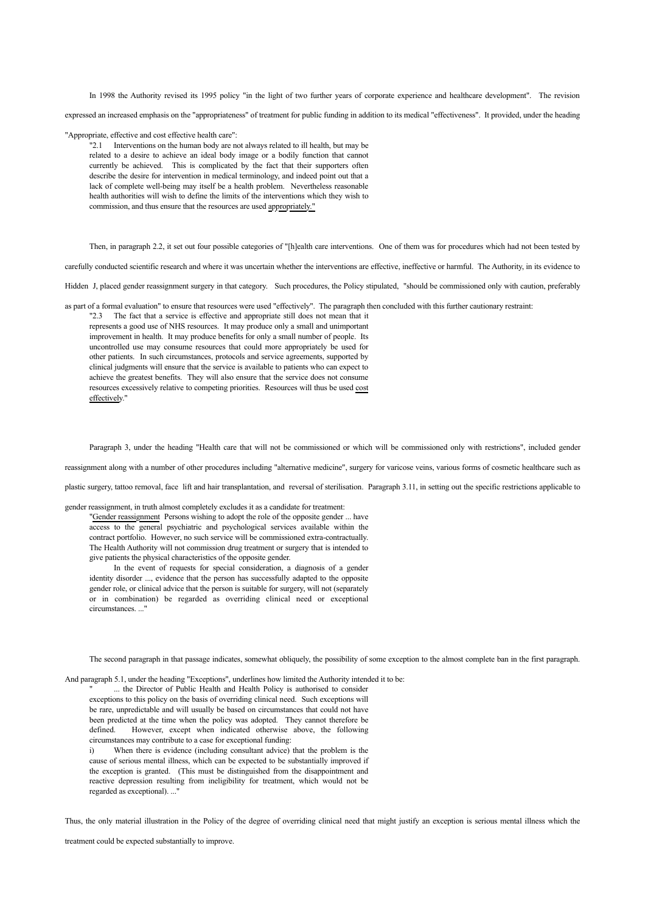In 1998 the Authority revised its 1995 policy "in the light of two further years of corporate experience and healthcare development". The revision expressed an increased emphasis on the "appropriateness" of treatment for public funding in addition to its medical "effectiveness". It provided, under the heading "Appropriate, effective and cost effective health care":

> "2.1 Interventions on the human body are not always related to ill health, but may be related to a desire to achieve an ideal body image or a bodily function that cannot currently be achieved. This is complicated by the fact that their supporters often describe the desire for intervention in medical terminology, and indeed point out that a lack of complete well-being may itself be a health problem. Nevertheless reasonable health authorities will wish to define the limits of the interventions which they wish to commission, and thus ensure that the resources are used appropriately."

Then, in paragraph 2.2, it set out four possible categories of "[h]ealth care interventions. One of them was for procedures which had not been tested by carefully conducted scientific research and where it was uncertain whether the interventions are effective, ineffective or harmful. The Authority, in its evidence to Hidden J, placed gender reassignment surgery in that category. Such procedures, the Policy stipulated, "should be commissioned only with caution, preferably as part of a formal evaluation" to ensure that resources were used "effectively". The paragraph then concluded with this further cautionary restraint:

> "2.3 The fact that a service is effective and appropriate still does not mean that it represents a good use of NHS resources. It may produce only a small and unimportant improvement in health. It may produce benefits for only a small number of people. Its uncontrolled use may consume resources that could more appropriately be used for other patients. In such circumstances, protocols and service agreements, supported by clinical judgments will ensure that the service is available to patients who can expect to achieve the greatest benefits. They will also ensure that the service does not consume resources excessively relative to competing priorities. Resources will thus be used cost effectively."

Paragraph 3, under the heading "Health care that will not be commissioned or which will be commissioned only with restrictions", included gender reassignment along with a number of other procedures including "alternative medicine", surgery for varicose veins, various forms of cosmetic healthcare such as plastic surgery, tattoo removal, face lift and hair transplantation, and reversal of sterilisation. Paragraph 3.11, in setting out the specific restrictions applicable to gender reassignment, in truth almost completely excludes it as a candidate for treatment:

> "Gender reassignment Persons wishing to adopt the role of the opposite gender ... have access to the general psychiatric and psychological services available within the contract portfolio. However, no such service will be commissioned extra-contractually. The Health Authority will not commission drug treatment or surgery that is intended to give patients the physical characteristics of the opposite gender.
>
> In the event of requests for special consideration, a diagnosis of a gender identity disorder ..., evidence that the person has successfully adapted to the opposite gender role, or clinical advice that the person is suitable for surgery, will not (separately or in combination) be regarded as overriding clinical need or exceptional circumstances. ..."

The second paragraph in that passage indicates, somewhat obliquely, the possibility of some exception to the almost complete ban in the first paragraph. And paragraph 5.1, under the heading "Exceptions", underlines how limited the Authority intended it to be:

> " ... the Director of Public Health and Health Policy is authorised to consider exceptions to this policy on the basis of overriding clinical need. Such exceptions will be rare, unpredictable and will usually be based on circumstances that could not have been predicted at the time when the policy was adopted. They cannot therefore be defined. However, except when indicated otherwise above, the following circumstances may contribute to a case for exceptional funding:
>
> i) When there is evidence (including consultant advice) that the problem is the cause of serious mental illness, which can be expected to be substantially improved if the exception is granted. (This must be distinguished from the disappointment and reactive depression resulting from ineligibility for treatment, which would not be regarded as exceptional). ..."

Thus, the only material illustration in the Policy of the degree of overriding clinical need that might justify an exception is serious mental illness which the treatment could be expected substantially to improve.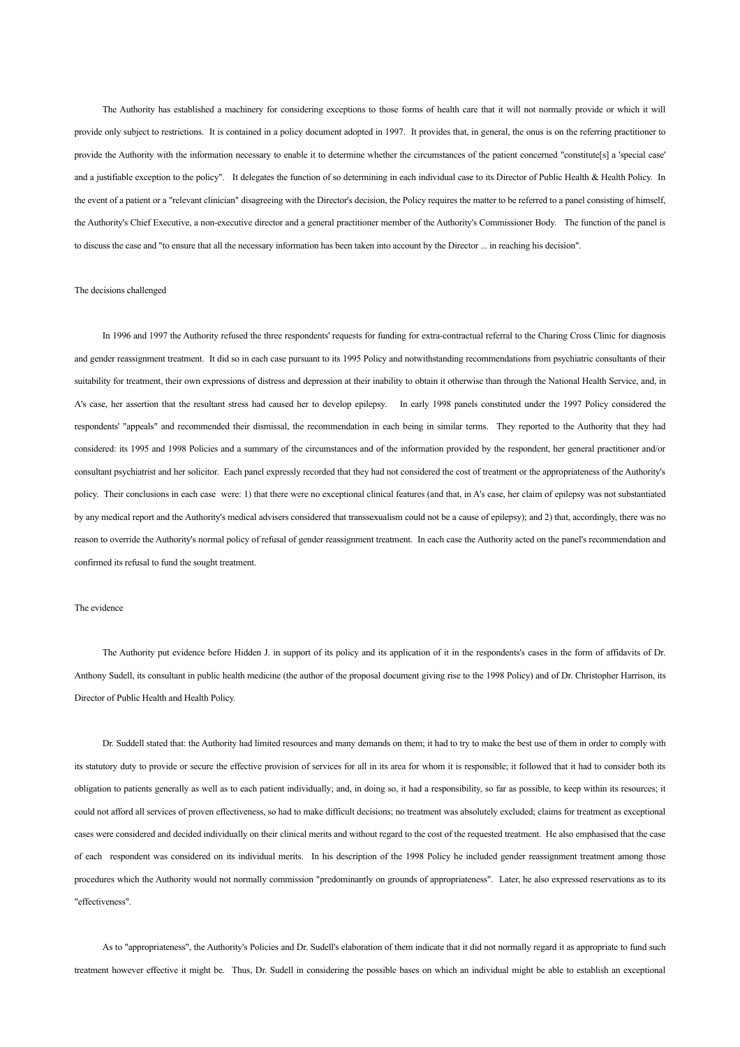The Authority has established a machinery for considering exceptions to those forms of health care that it will not normally provide or which it will provide only subject to restrictions. It is contained in a policy document adopted in 1997. It provides that, in general, the onus is on the referring practitioner to provide the Authority with the information necessary to enable it to determine whether the circumstances of the patient concerned "constitute[s] a 'special case' and a justifiable exception to the policy". It delegates the function of so determining in each individual case to its Director of Public Health & Health Policy. In the event of a patient or a "relevant clinician" disagreeing with the Director's decision, the Policy requires the matter to be referred to a panel consisting of himself, the Authority's Chief Executive, a non-executive director and a general practitioner member of the Authority's Commissioner Body. The function of the panel is to discuss the case and "to ensure that all the necessary information has been taken into account by the Director ... in reaching his decision".

The decisions challenged

In 1996 and 1997 the Authority refused the three respondents' requests for funding for extra-contractual referral to the Charing Cross Clinic for diagnosis and gender reassignment treatment. It did so in each case pursuant to its 1995 Policy and notwithstanding recommendations from psychiatric consultants of their suitability for treatment, their own expressions of distress and depression at their inability to obtain it otherwise than through the National Health Service, and, in A's case, her assertion that the resultant stress had caused her to develop epilepsy. In early 1998 panels constituted under the 1997 Policy considered the respondents' "appeals" and recommended their dismissal, the recommendation in each being in similar terms. They reported to the Authority that they had considered: its 1995 and 1998 Policies and a summary of the circumstances and of the information provided by the respondent, her general practitioner and/or consultant psychiatrist and her solicitor. Each panel expressly recorded that they had not considered the cost of treatment or the appropriateness of the Authority's policy. Their conclusions in each case were: 1) that there were no exceptional clinical features (and that, in A's case, her claim of epilepsy was not substantiated by any medical report and the Authority's medical advisers considered that transsexualism could not be a cause of epilepsy); and 2) that, accordingly, there was no reason to override the Authority's normal policy of refusal of gender reassignment treatment. In each case the Authority acted on the panel's recommendation and confirmed its refusal to fund the sought treatment.

The evidence

The Authority put evidence before Hidden J. in support of its policy and its application of it in the respondents's cases in the form of affidavits of Dr. Anthony Sudell, its consultant in public health medicine (the author of the proposal document giving rise to the 1998 Policy) and of Dr. Christopher Harrison, its Director of Public Health and Health Policy.

Dr. Suddell stated that: the Authority had limited resources and many demands on them; it had to try to make the best use of them in order to comply with its statutory duty to provide or secure the effective provision of services for all in its area for whom it is responsible; it followed that it had to consider both its obligation to patients generally as well as to each patient individually; and, in doing so, it had a responsibility, so far as possible, to keep within its resources; it could not afford all services of proven effectiveness, so had to make difficult decisions; no treatment was absolutely excluded; claims for treatment as exceptional cases were considered and decided individually on their clinical merits and without regard to the cost of the requested treatment. He also emphasised that the case of each respondent was considered on its individual merits. In his description of the 1998 Policy he included gender reassignment treatment among those procedures which the Authority would not normally commission "predominantly on grounds of appropriateness". Later, he also expressed reservations as to its "effectiveness".

As to "appropriateness", the Authority's Policies and Dr. Sudell's elaboration of them indicate that it did not normally regard it as appropriate to fund such treatment however effective it might be. Thus, Dr. Sudell in considering the possible bases on which an individual might be able to establish an exceptional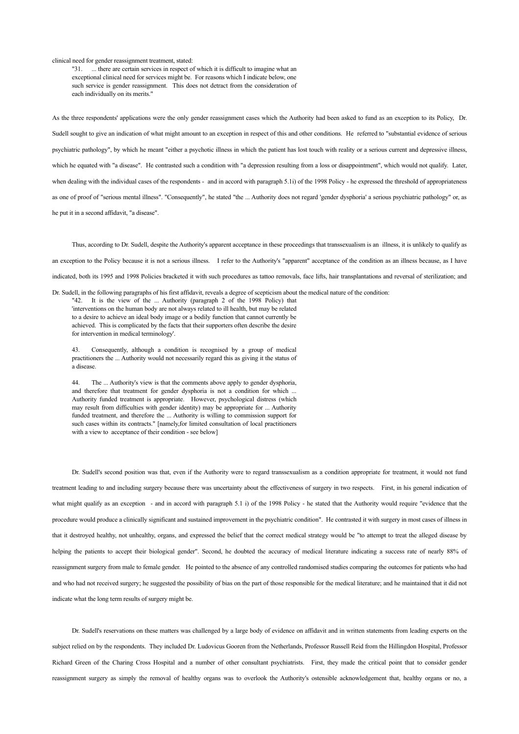clinical need for gender reassignment treatment, stated:

> "31. ... there are certain services in respect of which it is difficult to imagine what an exceptional clinical need for services might be. For reasons which I indicate below, one such service is gender reassignment. This does not detract from the consideration of each individually on its merits."

As the three respondents' applications were the only gender reassignment cases which the Authority had been asked to fund as an exception to its Policy, Dr. Sudell sought to give an indication of what might amount to an exception in respect of this and other conditions. He referred to "substantial evidence of serious psychiatric pathology", by which he meant "either a psychotic illness in which the patient has lost touch with reality or a serious current and depressive illness, which he equated with "a disease". He contrasted such a condition with "a depression resulting from a loss or disappointment", which would not qualify. Later, when dealing with the individual cases of the respondents - and in accord with paragraph 5.1i) of the 1998 Policy - he expressed the threshold of appropriateness as one of proof of "serious mental illness". "Consequently", he stated "the ... Authority does not regard 'gender dysphoria' a serious psychiatric pathology" or, as he put it in a second affidavit, "a disease".

Thus, according to Dr. Sudell, despite the Authority's apparent acceptance in these proceedings that transsexualism is an illness, it is unlikely to qualify as an exception to the Policy because it is not a serious illness. I refer to the Authority's "apparent" acceptance of the condition as an illness because, as I have indicated, both its 1995 and 1998 Policies bracketed it with such procedures as tattoo removals, face lifts, hair transplantations and reversal of sterilization; and Dr. Sudell, in the following paragraphs of his first affidavit, reveals a degree of scepticism about the medical nature of the condition:

> "42. It is the view of the ... Authority (paragraph 2 of the 1998 Policy) that 'interventions on the human body are not always related to ill health, but may be related to a desire to achieve an ideal body image or a bodily function that cannot currently be achieved. This is complicated by the facts that their supporters often describe the desire for intervention in medical terminology'.
>
> 43. Consequently, although a condition is recognised by a group of medical practitioners the ... Authority would not necessarily regard this as giving it the status of a disease.
>
> 44. The ... Authority's view is that the comments above apply to gender dysphoria, and therefore that treatment for gender dysphoria is not a condition for which ... Authority funded treatment is appropriate. However, psychological distress (which may result from difficulties with gender identity) may be appropriate for ... Authority funded treatment, and therefore the ... Authority is willing to commission support for such cases within its contracts." [namely,for limited consultation of local practitioners with a view to acceptance of their condition - see below]

Dr. Sudell's second position was that, even if the Authority were to regard transsexualism as a condition appropriate for treatment, it would not fund treatment leading to and including surgery because there was uncertainty about the effectiveness of surgery in two respects. First, in his general indication of what might qualify as an exception - and in accord with paragraph 5.1 i) of the 1998 Policy - he stated that the Authority would require "evidence that the procedure would produce a clinically significant and sustained improvement in the psychiatric condition". He contrasted it with surgery in most cases of illness in that it destroyed healthy, not unhealthy, organs, and expressed the belief that the correct medical strategy would be "to attempt to treat the alleged disease by helping the patients to accept their biological gender". Second, he doubted the accuracy of medical literature indicating a success rate of nearly 88% of reassignment surgery from male to female gender. He pointed to the absence of any controlled randomised studies comparing the outcomes for patients who had and who had not received surgery; he suggested the possibility of bias on the part of those responsible for the medical literature; and he maintained that it did not indicate what the long term results of surgery might be.

Dr. Sudell's reservations on these matters was challenged by a large body of evidence on affidavit and in written statements from leading experts on the subject relied on by the respondents. They included Dr. Ludovicus Gooren from the Netherlands, Professor Russell Reid from the Hillingdon Hospital, Professor Richard Green of the Charing Cross Hospital and a number of other consultant psychiatrists. First, they made the critical point that to consider gender reassignment surgery as simply the removal of healthy organs was to overlook the Authority's ostensible acknowledgement that, healthy organs or no, a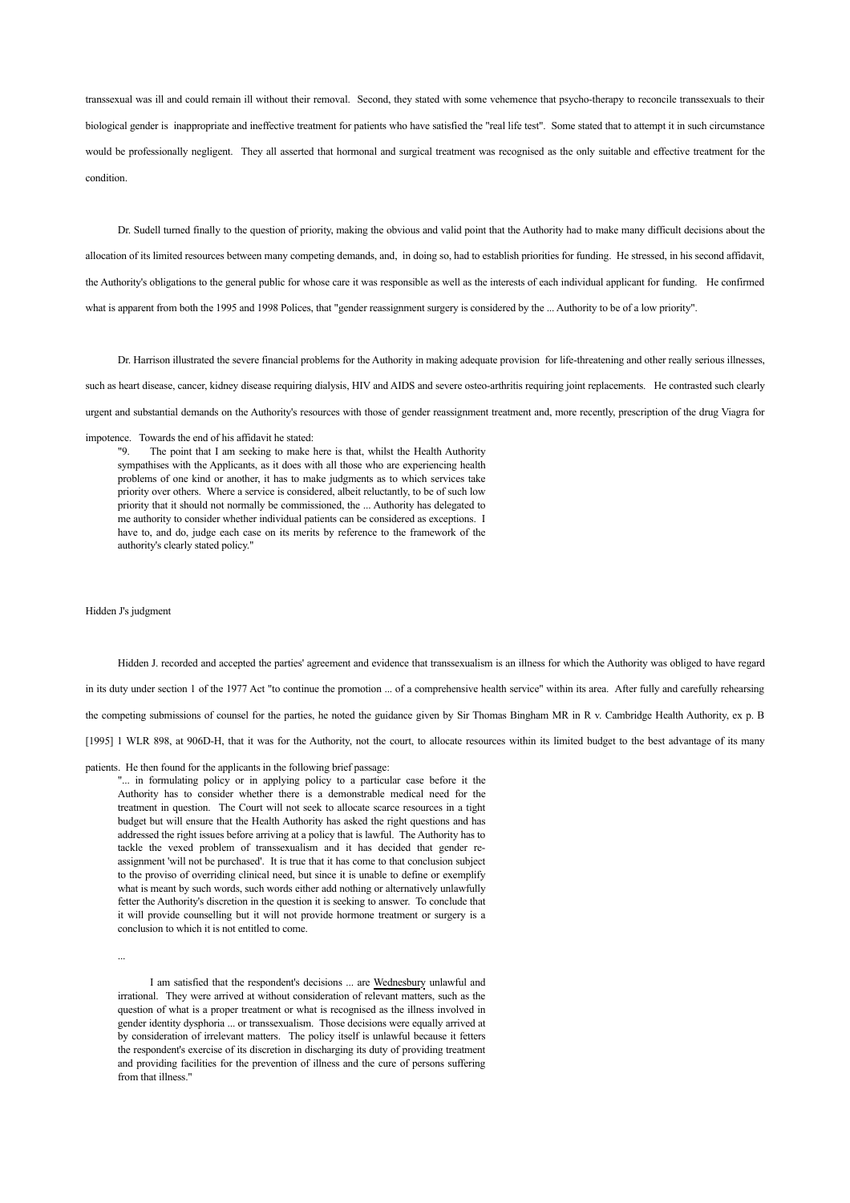transsexual was ill and could remain ill without their removal. Second, they stated with some vehemence that psycho-therapy to reconcile transsexuals to their biological gender is inappropriate and ineffective treatment for patients who have satisfied the "real life test". Some stated that to attempt it in such circumstance would be professionally negligent. They all asserted that hormonal and surgical treatment was recognised as the only suitable and effective treatment for the condition.

Dr. Sudell turned finally to the question of priority, making the obvious and valid point that the Authority had to make many difficult decisions about the allocation of its limited resources between many competing demands, and, in doing so, had to establish priorities for funding. He stressed, in his second affidavit, the Authority's obligations to the general public for whose care it was responsible as well as the interests of each individual applicant for funding. He confirmed what is apparent from both the 1995 and 1998 Polices, that "gender reassignment surgery is considered by the ... Authority to be of a low priority".

Dr. Harrison illustrated the severe financial problems for the Authority in making adequate provision for life-threatening and other really serious illnesses, such as heart disease, cancer, kidney disease requiring dialysis, HIV and AIDS and severe osteo-arthritis requiring joint replacements. He contrasted such clearly urgent and substantial demands on the Authority's resources with those of gender reassignment treatment and, more recently, prescription of the drug Viagra for impotence. Towards the end of his affidavit he stated:

> "9. The point that I am seeking to make here is that, whilst the Health Authority sympathises with the Applicants, as it does with all those who are experiencing health problems of one kind or another, it has to make judgments as to which services take priority over others. Where a service is considered, albeit reluctantly, to be of such low priority that it should not normally be commissioned, the ... Authority has delegated to me authority to consider whether individual patients can be considered as exceptions. I have to, and do, judge each case on its merits by reference to the framework of the authority's clearly stated policy."

Hidden J's judgment

Hidden J. recorded and accepted the parties' agreement and evidence that transsexualism is an illness for which the Authority was obliged to have regard in its duty under section 1 of the 1977 Act "to continue the promotion ... of a comprehensive health service" within its area. After fully and carefully rehearsing the competing submissions of counsel for the parties, he noted the guidance given by Sir Thomas Bingham MR in R v. Cambridge Health Authority, ex p. B [1995] 1 WLR 898, at 906D-H, that it was for the Authority, not the court, to allocate resources within its limited budget to the best advantage of its many patients. He then found for the applicants in the following brief passage:

> "... in formulating policy or in applying policy to a particular case before it the Authority has to consider whether there is a demonstrable medical need for the treatment in question. The Court will not seek to allocate scarce resources in a tight budget but will ensure that the Health Authority has asked the right questions and has addressed the right issues before arriving at a policy that is lawful. The Authority has to tackle the vexed problem of transsexualism and it has decided that gender re-assignment 'will not be purchased'. It is true that it has come to that conclusion subject to the proviso of overriding clinical need, but since it is unable to define or exemplify what is meant by such words, such words either add nothing or alternatively unlawfully fetter the Authority's discretion in the question it is seeking to answer. To conclude that it will provide counselling but it will not provide hormone treatment or surgery is a conclusion to which it is not entitled to come.
>
> ...
>
> I am satisfied that the respondent's decisions ... are Wednesbury unlawful and irrational. They were arrived at without consideration of relevant matters, such as the question of what is a proper treatment or what is recognised as the illness involved in gender identity dysphoria ... or transsexualism. Those decisions were equally arrived at by consideration of irrelevant matters. The policy itself is unlawful because it fetters the respondent's exercise of its discretion in discharging its duty of providing treatment and providing facilities for the prevention of illness and the cure of persons suffering from that illness."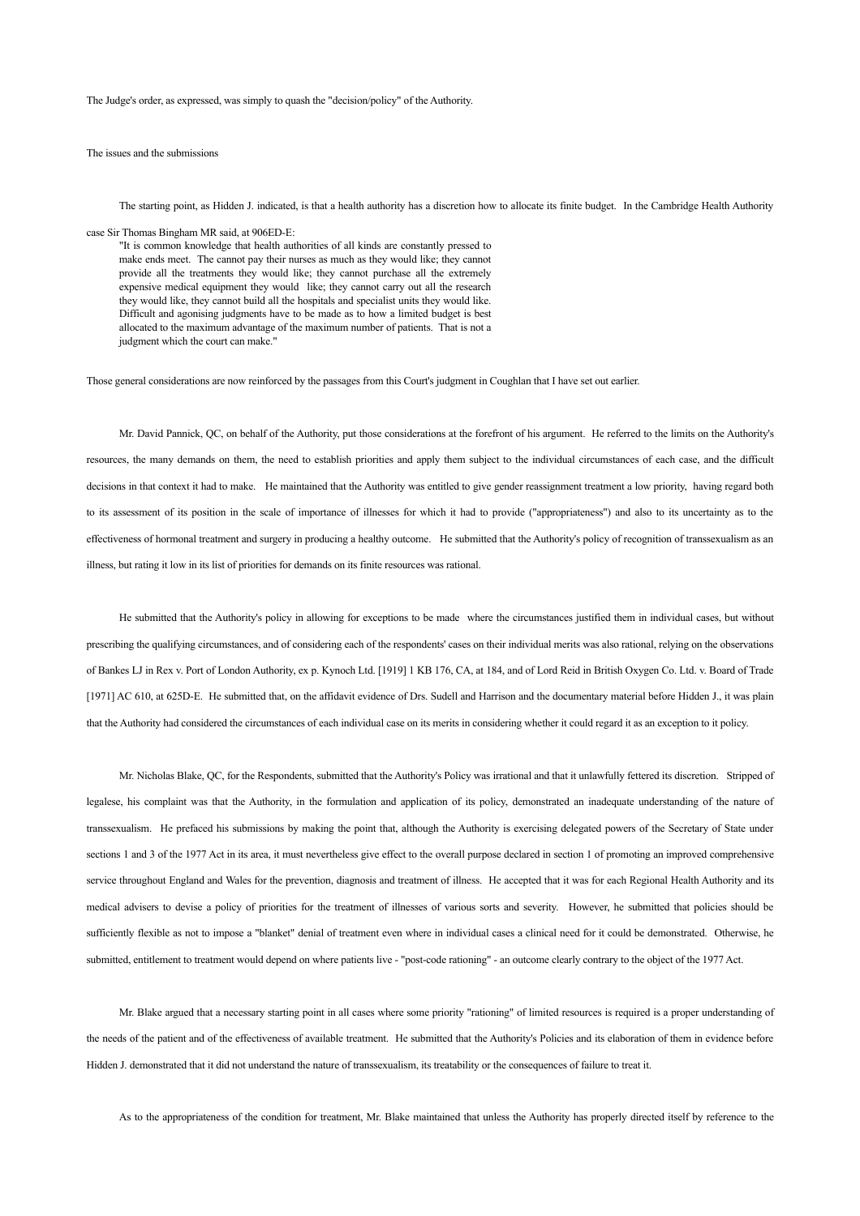The Judge's order, as expressed, was simply to quash the "decision/policy" of the Authority.

## The issues and the submissions

The starting point, as Hidden J. indicated, is that a health authority has a discretion how to allocate its finite budget. In the Cambridge Health Authority case Sir Thomas Bingham MR said, at 906ED-E:

> "It is common knowledge that health authorities of all kinds are constantly pressed to make ends meet. The cannot pay their nurses as much as they would like; they cannot provide all the treatments they would like; they cannot purchase all the extremely expensive medical equipment they would like; they cannot carry out all the research they would like, they cannot build all the hospitals and specialist units they would like. Difficult and agonising judgments have to be made as to how a limited budget is best allocated to the maximum advantage of the maximum number of patients. That is not a judgment which the court can make."

Those general considerations are now reinforced by the passages from this Court's judgment in Coughlan that I have set out earlier.

Mr. David Pannick, QC, on behalf of the Authority, put those considerations at the forefront of his argument. He referred to the limits on the Authority's resources, the many demands on them, the need to establish priorities and apply them subject to the individual circumstances of each case, and the difficult decisions in that context it had to make. He maintained that the Authority was entitled to give gender reassignment treatment a low priority, having regard both to its assessment of its position in the scale of importance of illnesses for which it had to provide ("appropriateness") and also to its uncertainty as to the effectiveness of hormonal treatment and surgery in producing a healthy outcome. He submitted that the Authority's policy of recognition of transsexualism as an illness, but rating it low in its list of priorities for demands on its finite resources was rational.

He submitted that the Authority's policy in allowing for exceptions to be made where the circumstances justified them in individual cases, but without prescribing the qualifying circumstances, and of considering each of the respondents' cases on their individual merits was also rational, relying on the observations of Bankes LJ in Rex v. Port of London Authority, ex p. Kynoch Ltd. [1919] 1 KB 176, CA, at 184, and of Lord Reid in British Oxygen Co. Ltd. v. Board of Trade [1971] AC 610, at 625D-E. He submitted that, on the affidavit evidence of Drs. Sudell and Harrison and the documentary material before Hidden J., it was plain that the Authority had considered the circumstances of each individual case on its merits in considering whether it could regard it as an exception to it policy.

Mr. Nicholas Blake, QC, for the Respondents, submitted that the Authority's Policy was irrational and that it unlawfully fettered its discretion. Stripped of legalese, his complaint was that the Authority, in the formulation and application of its policy, demonstrated an inadequate understanding of the nature of transsexualism. He prefaced his submissions by making the point that, although the Authority is exercising delegated powers of the Secretary of State under sections 1 and 3 of the 1977 Act in its area, it must nevertheless give effect to the overall purpose declared in section 1 of promoting an improved comprehensive service throughout England and Wales for the prevention, diagnosis and treatment of illness. He accepted that it was for each Regional Health Authority and its medical advisers to devise a policy of priorities for the treatment of illnesses of various sorts and severity. However, he submitted that policies should be sufficiently flexible as not to impose a "blanket" denial of treatment even where in individual cases a clinical need for it could be demonstrated. Otherwise, he submitted, entitlement to treatment would depend on where patients live - "post-code rationing" - an outcome clearly contrary to the object of the 1977 Act.

Mr. Blake argued that a necessary starting point in all cases where some priority "rationing" of limited resources is required is a proper understanding of the needs of the patient and of the effectiveness of available treatment. He submitted that the Authority's Policies and its elaboration of them in evidence before Hidden J. demonstrated that it did not understand the nature of transsexualism, its treatability or the consequences of failure to treat it.

As to the appropriateness of the condition for treatment, Mr. Blake maintained that unless the Authority has properly directed itself by reference to the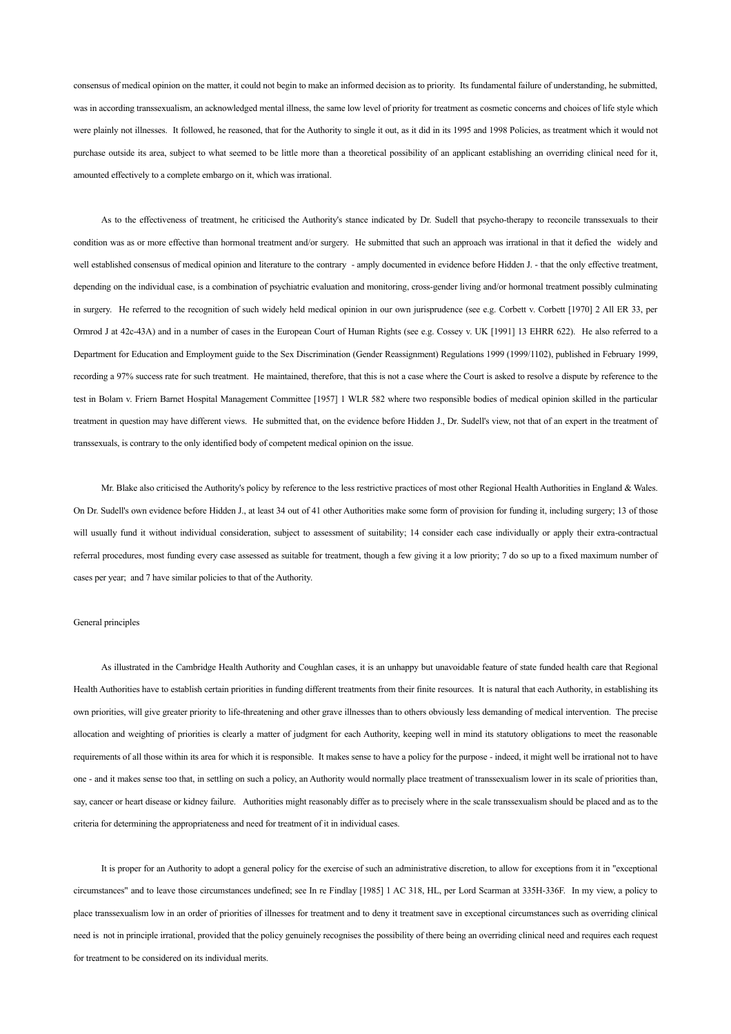consensus of medical opinion on the matter, it could not begin to make an informed decision as to priority. Its fundamental failure of understanding, he submitted, was in according transsexualism, an acknowledged mental illness, the same low level of priority for treatment as cosmetic concerns and choices of life style which were plainly not illnesses. It followed, he reasoned, that for the Authority to single it out, as it did in its 1995 and 1998 Policies, as treatment which it would not purchase outside its area, subject to what seemed to be little more than a theoretical possibility of an applicant establishing an overriding clinical need for it, amounted effectively to a complete embargo on it, which was irrational.

As to the effectiveness of treatment, he criticised the Authority's stance indicated by Dr. Sudell that psycho-therapy to reconcile transsexuals to their condition was as or more effective than hormonal treatment and/or surgery. He submitted that such an approach was irrational in that it defied the widely and well established consensus of medical opinion and literature to the contrary - amply documented in evidence before Hidden J. - that the only effective treatment, depending on the individual case, is a combination of psychiatric evaluation and monitoring, cross-gender living and/or hormonal treatment possibly culminating in surgery. He referred to the recognition of such widely held medical opinion in our own jurisprudence (see e.g. Corbett v. Corbett [1970] 2 All ER 33, per Ormrod J at 42c-43A) and in a number of cases in the European Court of Human Rights (see e.g. Cossey v. UK [1991] 13 EHRR 622). He also referred to a Department for Education and Employment guide to the Sex Discrimination (Gender Reassignment) Regulations 1999 (1999/1102), published in February 1999, recording a 97% success rate for such treatment. He maintained, therefore, that this is not a case where the Court is asked to resolve a dispute by reference to the test in Bolam v. Friern Barnet Hospital Management Committee [1957] 1 WLR 582 where two responsible bodies of medical opinion skilled in the particular treatment in question may have different views. He submitted that, on the evidence before Hidden J., Dr. Sudell's view, not that of an expert in the treatment of transsexuals, is contrary to the only identified body of competent medical opinion on the issue.

Mr. Blake also criticised the Authority's policy by reference to the less restrictive practices of most other Regional Health Authorities in England & Wales. On Dr. Sudell's own evidence before Hidden J., at least 34 out of 41 other Authorities make some form of provision for funding it, including surgery; 13 of those will usually fund it without individual consideration, subject to assessment of suitability; 14 consider each case individually or apply their extra-contractual referral procedures, most funding every case assessed as suitable for treatment, though a few giving it a low priority; 7 do so up to a fixed maximum number of cases per year; and 7 have similar policies to that of the Authority.

General principles

As illustrated in the Cambridge Health Authority and Coughlan cases, it is an unhappy but unavoidable feature of state funded health care that Regional Health Authorities have to establish certain priorities in funding different treatments from their finite resources. It is natural that each Authority, in establishing its own priorities, will give greater priority to life-threatening and other grave illnesses than to others obviously less demanding of medical intervention. The precise allocation and weighting of priorities is clearly a matter of judgment for each Authority, keeping well in mind its statutory obligations to meet the reasonable requirements of all those within its area for which it is responsible. It makes sense to have a policy for the purpose - indeed, it might well be irrational not to have one - and it makes sense too that, in settling on such a policy, an Authority would normally place treatment of transsexualism lower in its scale of priorities than, say, cancer or heart disease or kidney failure. Authorities might reasonably differ as to precisely where in the scale transsexualism should be placed and as to the criteria for determining the appropriateness and need for treatment of it in individual cases.

It is proper for an Authority to adopt a general policy for the exercise of such an administrative discretion, to allow for exceptions from it in "exceptional circumstances" and to leave those circumstances undefined; see In re Findlay [1985] 1 AC 318, HL, per Lord Scarman at 335H-336F. In my view, a policy to place transsexualism low in an order of priorities of illnesses for treatment and to deny it treatment save in exceptional circumstances such as overriding clinical need is not in principle irrational, provided that the policy genuinely recognises the possibility of there being an overriding clinical need and requires each request for treatment to be considered on its individual merits.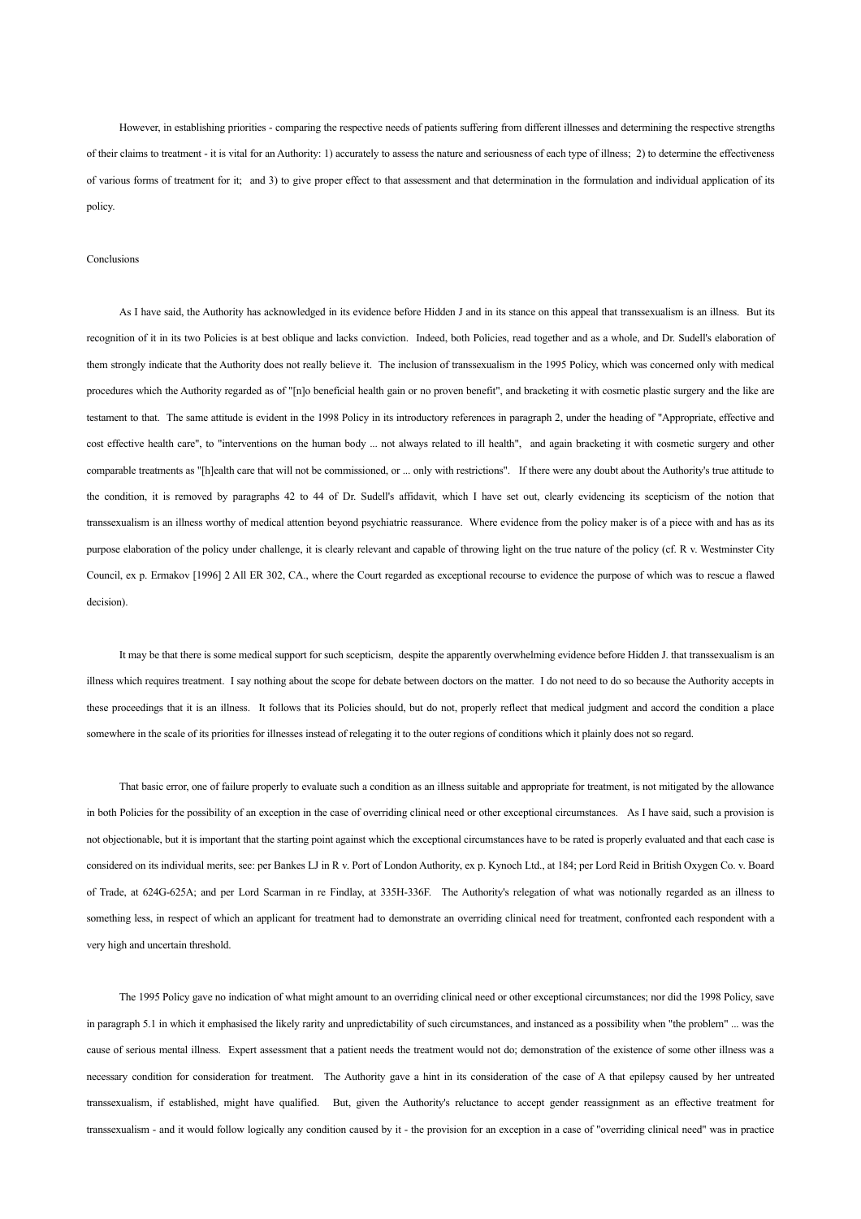However, in establishing priorities - comparing the respective needs of patients suffering from different illnesses and determining the respective strengths of their claims to treatment - it is vital for an Authority: 1) accurately to assess the nature and seriousness of each type of illness; 2) to determine the effectiveness of various forms of treatment for it; and 3) to give proper effect to that assessment and that determination in the formulation and individual application of its policy.

Conclusions

As I have said, the Authority has acknowledged in its evidence before Hidden J and in its stance on this appeal that transsexualism is an illness. But its recognition of it in its two Policies is at best oblique and lacks conviction. Indeed, both Policies, read together and as a whole, and Dr. Sudell's elaboration of them strongly indicate that the Authority does not really believe it. The inclusion of transsexualism in the 1995 Policy, which was concerned only with medical procedures which the Authority regarded as of "[n]o beneficial health gain or no proven benefit", and bracketing it with cosmetic plastic surgery and the like are testament to that. The same attitude is evident in the 1998 Policy in its introductory references in paragraph 2, under the heading of "Appropriate, effective and cost effective health care", to "interventions on the human body ... not always related to ill health", and again bracketing it with cosmetic surgery and other comparable treatments as "[h]ealth care that will not be commissioned, or ... only with restrictions". If there were any doubt about the Authority's true attitude to the condition, it is removed by paragraphs 42 to 44 of Dr. Sudell's affidavit, which I have set out, clearly evidencing its scepticism of the notion that transsexualism is an illness worthy of medical attention beyond psychiatric reassurance. Where evidence from the policy maker is of a piece with and has as its purpose elaboration of the policy under challenge, it is clearly relevant and capable of throwing light on the true nature of the policy (cf. R v. Westminster City Council, ex p. Ermakov [1996] 2 All ER 302, CA., where the Court regarded as exceptional recourse to evidence the purpose of which was to rescue a flawed decision).

It may be that there is some medical support for such scepticism, despite the apparently overwhelming evidence before Hidden J. that transsexualism is an illness which requires treatment. I say nothing about the scope for debate between doctors on the matter. I do not need to do so because the Authority accepts in these proceedings that it is an illness. It follows that its Policies should, but do not, properly reflect that medical judgment and accord the condition a place somewhere in the scale of its priorities for illnesses instead of relegating it to the outer regions of conditions which it plainly does not so regard.

That basic error, one of failure properly to evaluate such a condition as an illness suitable and appropriate for treatment, is not mitigated by the allowance in both Policies for the possibility of an exception in the case of overriding clinical need or other exceptional circumstances. As I have said, such a provision is not objectionable, but it is important that the starting point against which the exceptional circumstances have to be rated is properly evaluated and that each case is considered on its individual merits, see: per Bankes LJ in R v. Port of London Authority, ex p. Kynoch Ltd., at 184; per Lord Reid in British Oxygen Co. v. Board of Trade, at 624G-625A; and per Lord Scarman in re Findlay, at 335H-336F. The Authority's relegation of what was notionally regarded as an illness to something less, in respect of which an applicant for treatment had to demonstrate an overriding clinical need for treatment, confronted each respondent with a very high and uncertain threshold.

The 1995 Policy gave no indication of what might amount to an overriding clinical need or other exceptional circumstances; nor did the 1998 Policy, save in paragraph 5.1 in which it emphasised the likely rarity and unpredictability of such circumstances, and instanced as a possibility when "the problem" ... was the cause of serious mental illness. Expert assessment that a patient needs the treatment would not do; demonstration of the existence of some other illness was a necessary condition for consideration for treatment. The Authority gave a hint in its consideration of the case of A that epilepsy caused by her untreated transsexualism, if established, might have qualified. But, given the Authority's reluctance to accept gender reassignment as an effective treatment for transsexualism - and it would follow logically any condition caused by it - the provision for an exception in a case of "overriding clinical need" was in practice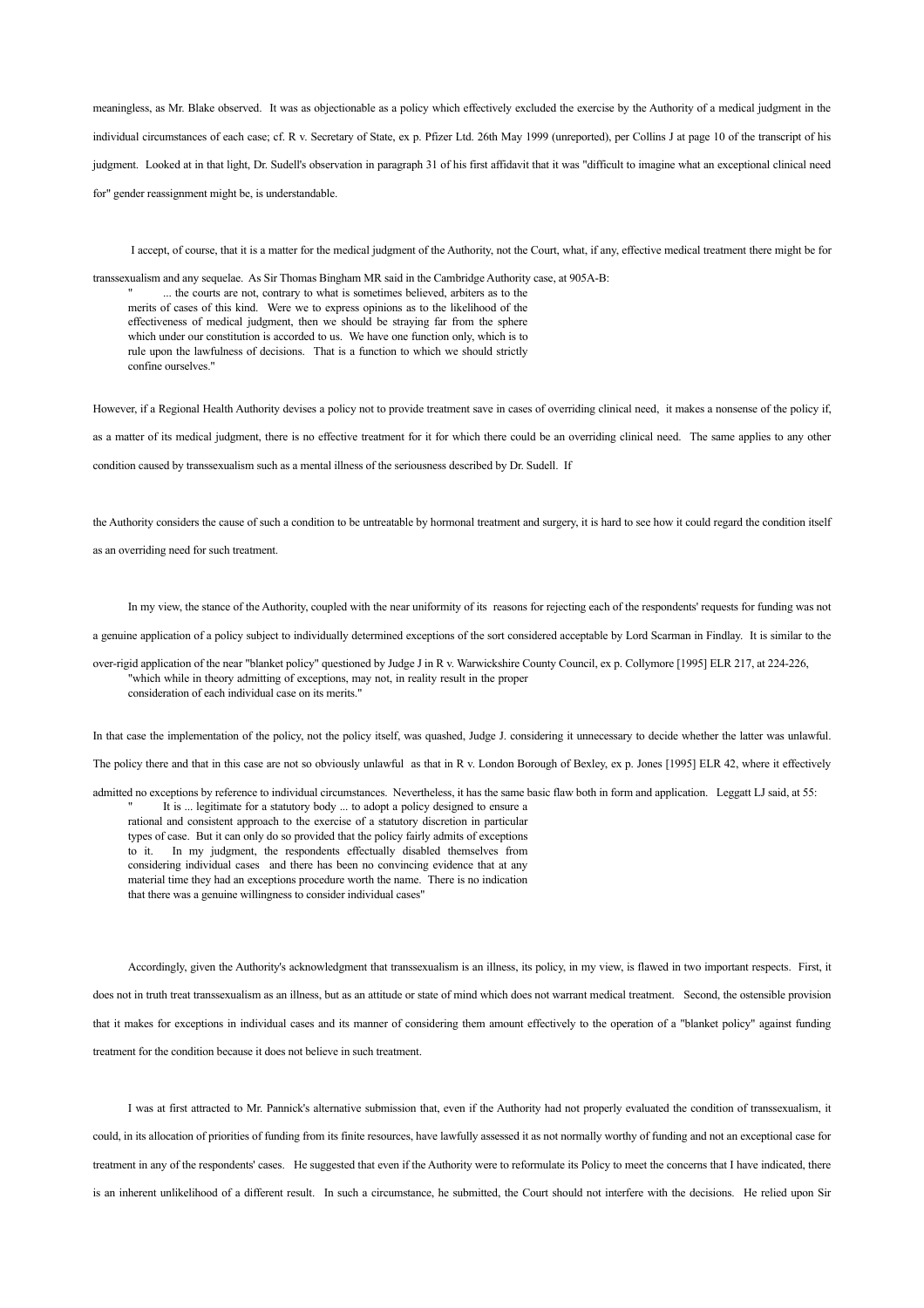meaningless, as Mr. Blake observed. It was as objectionable as a policy which effectively excluded the exercise by the Authority of a medical judgment in the individual circumstances of each case; cf. R v. Secretary of State, ex p. Pfizer Ltd. 26th May 1999 (unreported), per Collins J at page 10 of the transcript of his judgment. Looked at in that light, Dr. Sudell's observation in paragraph 31 of his first affidavit that it was "difficult to imagine what an exceptional clinical need for" gender reassignment might be, is understandable.

I accept, of course, that it is a matter for the medical judgment of the Authority, not the Court, what, if any, effective medical treatment there might be for transsexualism and any sequelae. As Sir Thomas Bingham MR said in the Cambridge Authority case, at 905A-B:

> " ... the courts are not, contrary to what is sometimes believed, arbiters as to the merits of cases of this kind. Were we to express opinions as to the likelihood of the effectiveness of medical judgment, then we should be straying far from the sphere which under our constitution is accorded to us. We have one function only, which is to rule upon the lawfulness of decisions. That is a function to which we should strictly confine ourselves."

However, if a Regional Health Authority devises a policy not to provide treatment save in cases of overriding clinical need, it makes a nonsense of the policy if, as a matter of its medical judgment, there is no effective treatment for it for which there could be an overriding clinical need. The same applies to any other condition caused by transsexualism such as a mental illness of the seriousness described by Dr. Sudell. If the Authority considers the cause of such a condition to be untreatable by hormonal treatment and surgery, it is hard to see how it could regard the condition itself as an overriding need for such treatment.

In my view, the stance of the Authority, coupled with the near uniformity of its reasons for rejecting each of the respondents' requests for funding was not a genuine application of a policy subject to individually determined exceptions of the sort considered acceptable by Lord Scarman in Findlay. It is similar to the over-rigid application of the near "blanket policy" questioned by Judge J in R v. Warwickshire County Council, ex p. Collymore [1995] ELR 217, at 224-226,

> "which while in theory admitting of exceptions, may not, in reality result in the proper consideration of each individual case on its merits."

In that case the implementation of the policy, not the policy itself, was quashed, Judge J. considering it unnecessary to decide whether the latter was unlawful. The policy there and that in this case are not so obviously unlawful as that in R v. London Borough of Bexley, ex p. Jones [1995] ELR 42, where it effectively admitted no exceptions by reference to individual circumstances. Nevertheless, it has the same basic flaw both in form and application. Leggatt LJ said, at 55:

> " It is ... legitimate for a statutory body ... to adopt a policy designed to ensure a rational and consistent approach to the exercise of a statutory discretion in particular types of case. But it can only do so provided that the policy fairly admits of exceptions to it. In my judgment, the respondents effectually disabled themselves from considering individual cases and there has been no convincing evidence that at any material time they had an exceptions procedure worth the name. There is no indication that there was a genuine willingness to consider individual cases"

Accordingly, given the Authority's acknowledgment that transsexualism is an illness, its policy, in my view, is flawed in two important respects. First, it does not in truth treat transsexualism as an illness, but as an attitude or state of mind which does not warrant medical treatment. Second, the ostensible provision that it makes for exceptions in individual cases and its manner of considering them amount effectively to the operation of a "blanket policy" against funding treatment for the condition because it does not believe in such treatment.

I was at first attracted to Mr. Pannick's alternative submission that, even if the Authority had not properly evaluated the condition of transsexualism, it could, in its allocation of priorities of funding from its finite resources, have lawfully assessed it as not normally worthy of funding and not an exceptional case for treatment in any of the respondents' cases. He suggested that even if the Authority were to reformulate its Policy to meet the concerns that I have indicated, there is an inherent unlikelihood of a different result. In such a circumstance, he submitted, the Court should not interfere with the decisions. He relied upon Sir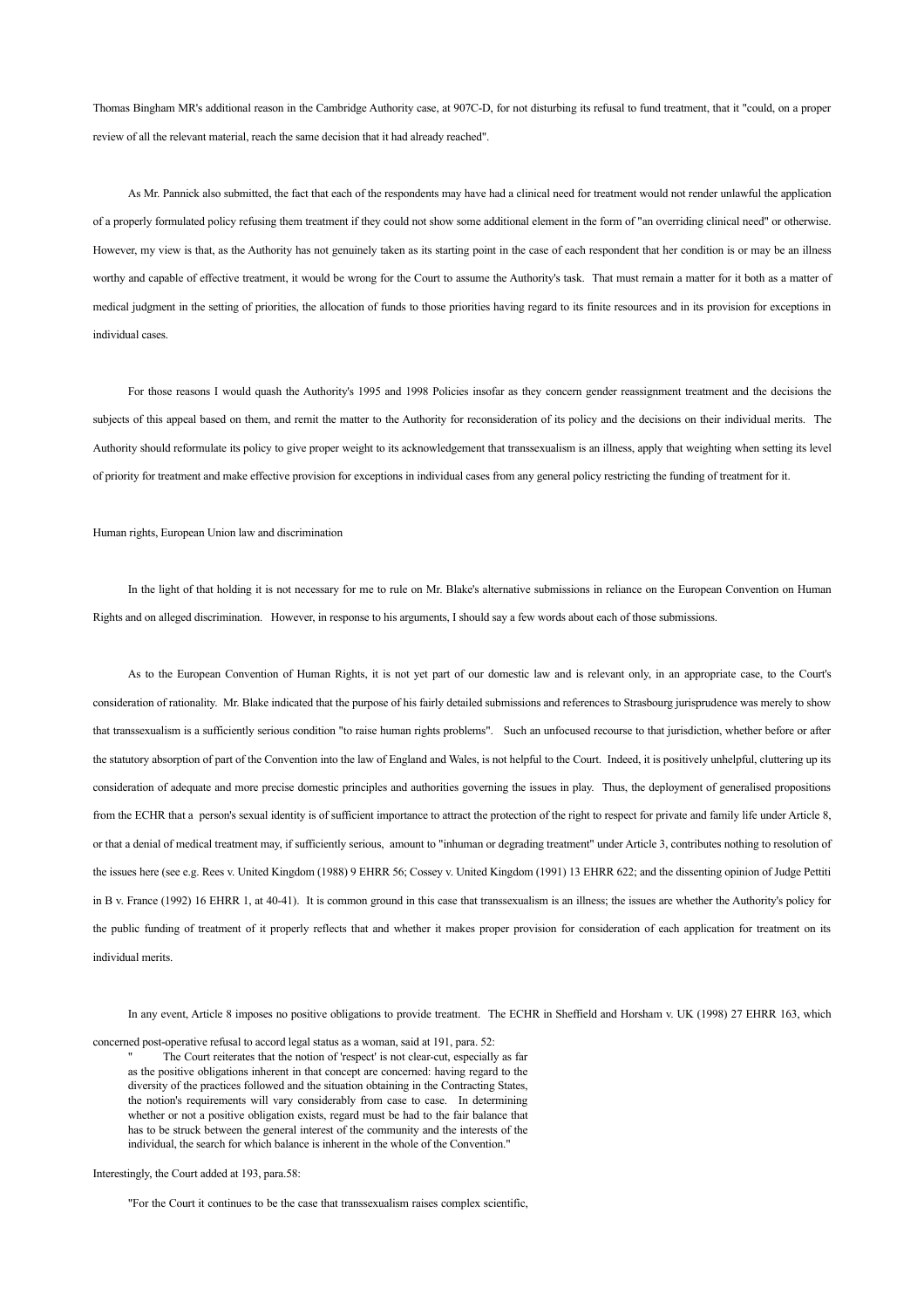Thomas Bingham MR's additional reason in the Cambridge Authority case, at 907C-D, for not disturbing its refusal to fund treatment, that it "could, on a proper review of all the relevant material, reach the same decision that it had already reached".

As Mr. Pannick also submitted, the fact that each of the respondents may have had a clinical need for treatment would not render unlawful the application of a properly formulated policy refusing them treatment if they could not show some additional element in the form of "an overriding clinical need" or otherwise. However, my view is that, as the Authority has not genuinely taken as its starting point in the case of each respondent that her condition is or may be an illness worthy and capable of effective treatment, it would be wrong for the Court to assume the Authority's task. That must remain a matter for it both as a matter of medical judgment in the setting of priorities, the allocation of funds to those priorities having regard to its finite resources and in its provision for exceptions in individual cases.

For those reasons I would quash the Authority's 1995 and 1998 Policies insofar as they concern gender reassignment treatment and the decisions the subjects of this appeal based on them, and remit the matter to the Authority for reconsideration of its policy and the decisions on their individual merits. The Authority should reformulate its policy to give proper weight to its acknowledgement that transsexualism is an illness, apply that weighting when setting its level of priority for treatment and make effective provision for exceptions in individual cases from any general policy restricting the funding of treatment for it.

Human rights, European Union law and discrimination

In the light of that holding it is not necessary for me to rule on Mr. Blake's alternative submissions in reliance on the European Convention on Human Rights and on alleged discrimination. However, in response to his arguments, I should say a few words about each of those submissions.

As to the European Convention of Human Rights, it is not yet part of our domestic law and is relevant only, in an appropriate case, to the Court's consideration of rationality. Mr. Blake indicated that the purpose of his fairly detailed submissions and references to Strasbourg jurisprudence was merely to show that transsexualism is a sufficiently serious condition "to raise human rights problems". Such an unfocused recourse to that jurisdiction, whether before or after the statutory absorption of part of the Convention into the law of England and Wales, is not helpful to the Court. Indeed, it is positively unhelpful, cluttering up its consideration of adequate and more precise domestic principles and authorities governing the issues in play. Thus, the deployment of generalised propositions from the ECHR that a person's sexual identity is of sufficient importance to attract the protection of the right to respect for private and family life under Article 8, or that a denial of medical treatment may, if sufficiently serious, amount to "inhuman or degrading treatment" under Article 3, contributes nothing to resolution of the issues here (see e.g. Rees v. United Kingdom (1988) 9 EHRR 56; Cossey v. United Kingdom (1991) 13 EHRR 622; and the dissenting opinion of Judge Pettiti in B v. France (1992) 16 EHRR 1, at 40-41). It is common ground in this case that transsexualism is an illness; the issues are whether the Authority's policy for the public funding of treatment of it properly reflects that and whether it makes proper provision for consideration of each application for treatment on its individual merits.

In any event, Article 8 imposes no positive obligations to provide treatment. The ECHR in Sheffield and Horsham v. UK (1998) 27 EHRR 163, which concerned post-operative refusal to accord legal status as a woman, said at 191, para. 52:

> " The Court reiterates that the notion of 'respect' is not clear-cut, especially as far as the positive obligations inherent in that concept are concerned: having regard to the diversity of the practices followed and the situation obtaining in the Contracting States, the notion's requirements will vary considerably from case to case. In determining whether or not a positive obligation exists, regard must be had to the fair balance that has to be struck between the general interest of the community and the interests of the individual, the search for which balance is inherent in the whole of the Convention."

Interestingly, the Court added at 193, para.58:

> "For the Court it continues to be the case that transsexualism raises complex scientific,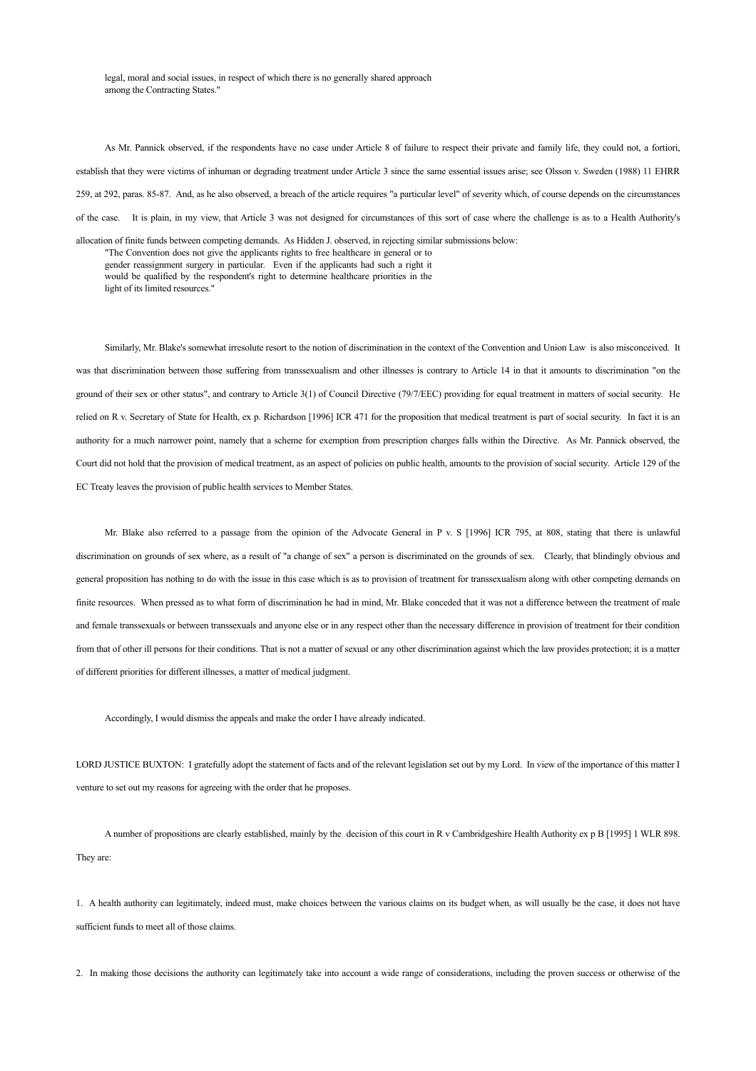> legal, moral and social issues, in respect of which there is no generally shared approach among the Contracting States."

As Mr. Pannick observed, if the respondents have no case under Article 8 of failure to respect their private and family life, they could not, a fortiori, establish that they were victims of inhuman or degrading treatment under Article 3 since the same essential issues arise; see Olsson v. Sweden (1988) 11 EHRR 259, at 292, paras. 85-87. And, as he also observed, a breach of the article requires "a particular level" of severity which, of course depends on the circumstances of the case. It is plain, in my view, that Article 3 was not designed for circumstances of this sort of case where the challenge is as to a Health Authority's allocation of finite funds between competing demands. As Hidden J. observed, in rejecting similar submissions below:

> "The Convention does not give the applicants rights to free healthcare in general or to gender reassignment surgery in particular. Even if the applicants had such a right it would be qualified by the respondent's right to determine healthcare priorities in the light of its limited resources."

Similarly, Mr. Blake's somewhat irresolute resort to the notion of discrimination in the context of the Convention and Union Law is also misconceived. It was that discrimination between those suffering from transsexualism and other illnesses is contrary to Article 14 in that it amounts to discrimination "on the ground of their sex or other status", and contrary to Article 3(1) of Council Directive (79/7/EEC) providing for equal treatment in matters of social security. He relied on R v. Secretary of State for Health, ex p. Richardson [1996] ICR 471 for the proposition that medical treatment is part of social security. In fact it is an authority for a much narrower point, namely that a scheme for exemption from prescription charges falls within the Directive. As Mr. Pannick observed, the Court did not hold that the provision of medical treatment, as an aspect of policies on public health, amounts to the provision of social security. Article 129 of the EC Treaty leaves the provision of public health services to Member States.

Mr. Blake also referred to a passage from the opinion of the Advocate General in P v. S [1996] ICR 795, at 808, stating that there is unlawful discrimination on grounds of sex where, as a result of "a change of sex" a person is discriminated on the grounds of sex. Clearly, that blindingly obvious and general proposition has nothing to do with the issue in this case which is as to provision of treatment for transsexualism along with other competing demands on finite resources. When pressed as to what form of discrimination he had in mind, Mr. Blake conceded that it was not a difference between the treatment of male and female transsexuals or between transsexuals and anyone else or in any respect other than the necessary difference in provision of treatment for their condition from that of other ill persons for their conditions. That is not a matter of sexual or any other discrimination against which the law provides protection; it is a matter of different priorities for different illnesses, a matter of medical judgment.

Accordingly, I would dismiss the appeals and make the order I have already indicated.

LORD JUSTICE BUXTON: I gratefully adopt the statement of facts and of the relevant legislation set out by my Lord. In view of the importance of this matter I venture to set out my reasons for agreeing with the order that he proposes.

A number of propositions are clearly established, mainly by the decision of this court in R v Cambridgeshire Health Authority ex p B [1995] 1 WLR 898. They are:

1. A health authority can legitimately, indeed must, make choices between the various claims on its budget when, as will usually be the case, it does not have sufficient funds to meet all of those claims.

2. In making those decisions the authority can legitimately take into account a wide range of considerations, including the proven success or otherwise of the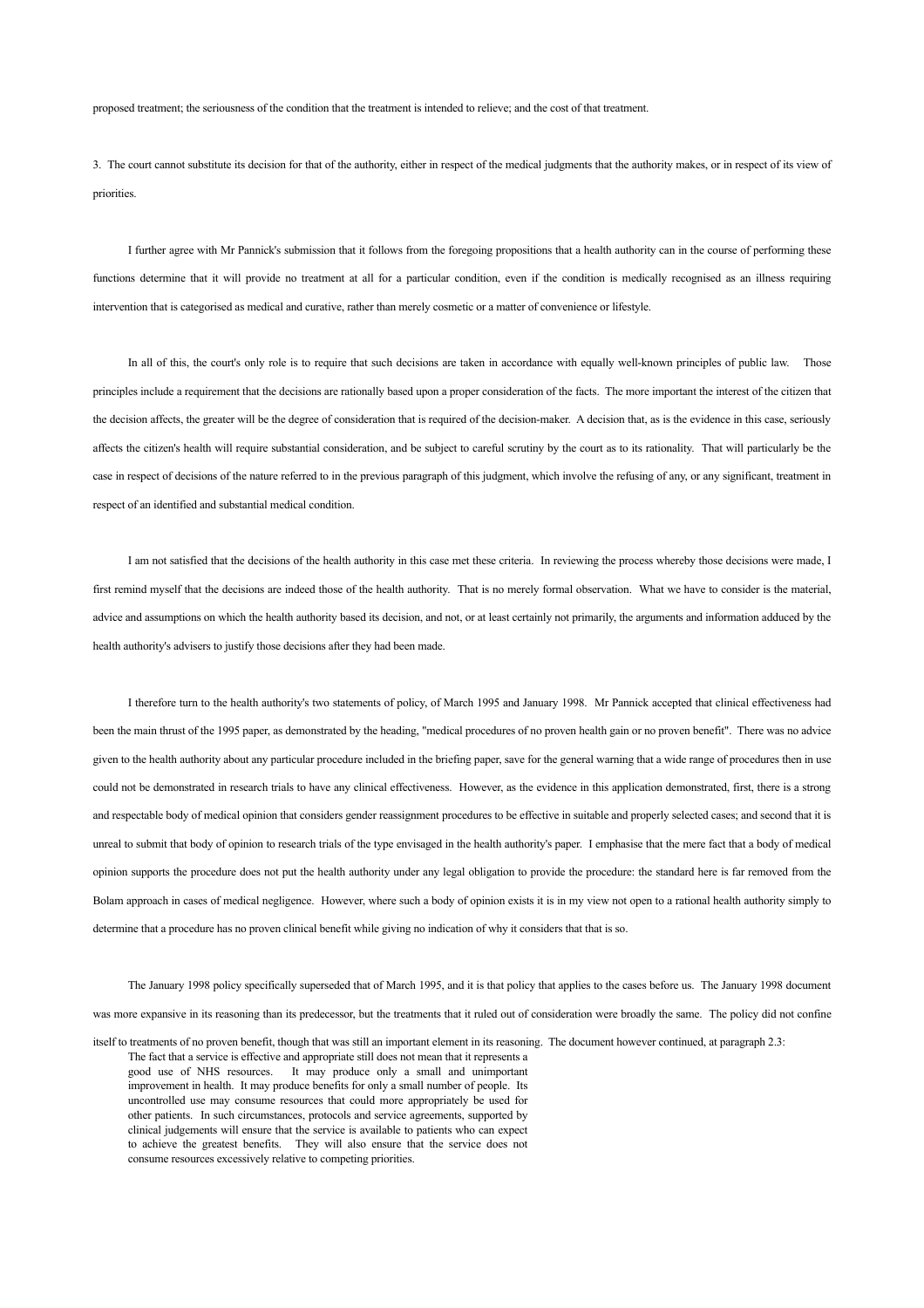proposed treatment; the seriousness of the condition that the treatment is intended to relieve; and the cost of that treatment.

3. The court cannot substitute its decision for that of the authority, either in respect of the medical judgments that the authority makes, or in respect of its view of priorities.

I further agree with Mr Pannick's submission that it follows from the foregoing propositions that a health authority can in the course of performing these functions determine that it will provide no treatment at all for a particular condition, even if the condition is medically recognised as an illness requiring intervention that is categorised as medical and curative, rather than merely cosmetic or a matter of convenience or lifestyle.

In all of this, the court's only role is to require that such decisions are taken in accordance with equally well-known principles of public law. Those principles include a requirement that the decisions are rationally based upon a proper consideration of the facts. The more important the interest of the citizen that the decision affects, the greater will be the degree of consideration that is required of the decision-maker. A decision that, as is the evidence in this case, seriously affects the citizen's health will require substantial consideration, and be subject to careful scrutiny by the court as to its rationality. That will particularly be the case in respect of decisions of the nature referred to in the previous paragraph of this judgment, which involve the refusing of any, or any significant, treatment in respect of an identified and substantial medical condition.

I am not satisfied that the decisions of the health authority in this case met these criteria. In reviewing the process whereby those decisions were made, I first remind myself that the decisions are indeed those of the health authority. That is no merely formal observation. What we have to consider is the material, advice and assumptions on which the health authority based its decision, and not, or at least certainly not primarily, the arguments and information adduced by the health authority's advisers to justify those decisions after they had been made.

I therefore turn to the health authority's two statements of policy, of March 1995 and January 1998. Mr Pannick accepted that clinical effectiveness had been the main thrust of the 1995 paper, as demonstrated by the heading, "medical procedures of no proven health gain or no proven benefit". There was no advice given to the health authority about any particular procedure included in the briefing paper, save for the general warning that a wide range of procedures then in use could not be demonstrated in research trials to have any clinical effectiveness. However, as the evidence in this application demonstrated, first, there is a strong and respectable body of medical opinion that considers gender reassignment procedures to be effective in suitable and properly selected cases; and second that it is unreal to submit that body of opinion to research trials of the type envisaged in the health authority's paper. I emphasise that the mere fact that a body of medical opinion supports the procedure does not put the health authority under any legal obligation to provide the procedure: the standard here is far removed from the Bolam approach in cases of medical negligence. However, where such a body of opinion exists it is in my view not open to a rational health authority simply to determine that a procedure has no proven clinical benefit while giving no indication of why it considers that that is so.

The January 1998 policy specifically superseded that of March 1995, and it is that policy that applies to the cases before us. The January 1998 document was more expansive in its reasoning than its predecessor, but the treatments that it ruled out of consideration were broadly the same. The policy did not confine itself to treatments of no proven benefit, though that was still an important element in its reasoning. The document however continued, at paragraph 2.3:

> The fact that a service is effective and appropriate still does not mean that it represents a good use of NHS resources. It may produce only a small and unimportant improvement in health. It may produce benefits for only a small number of people. Its uncontrolled use may consume resources that could more appropriately be used for other patients. In such circumstances, protocols and service agreements, supported by clinical judgements will ensure that the service is available to patients who can expect to achieve the greatest benefits. They will also ensure that the service does not consume resources excessively relative to competing priorities.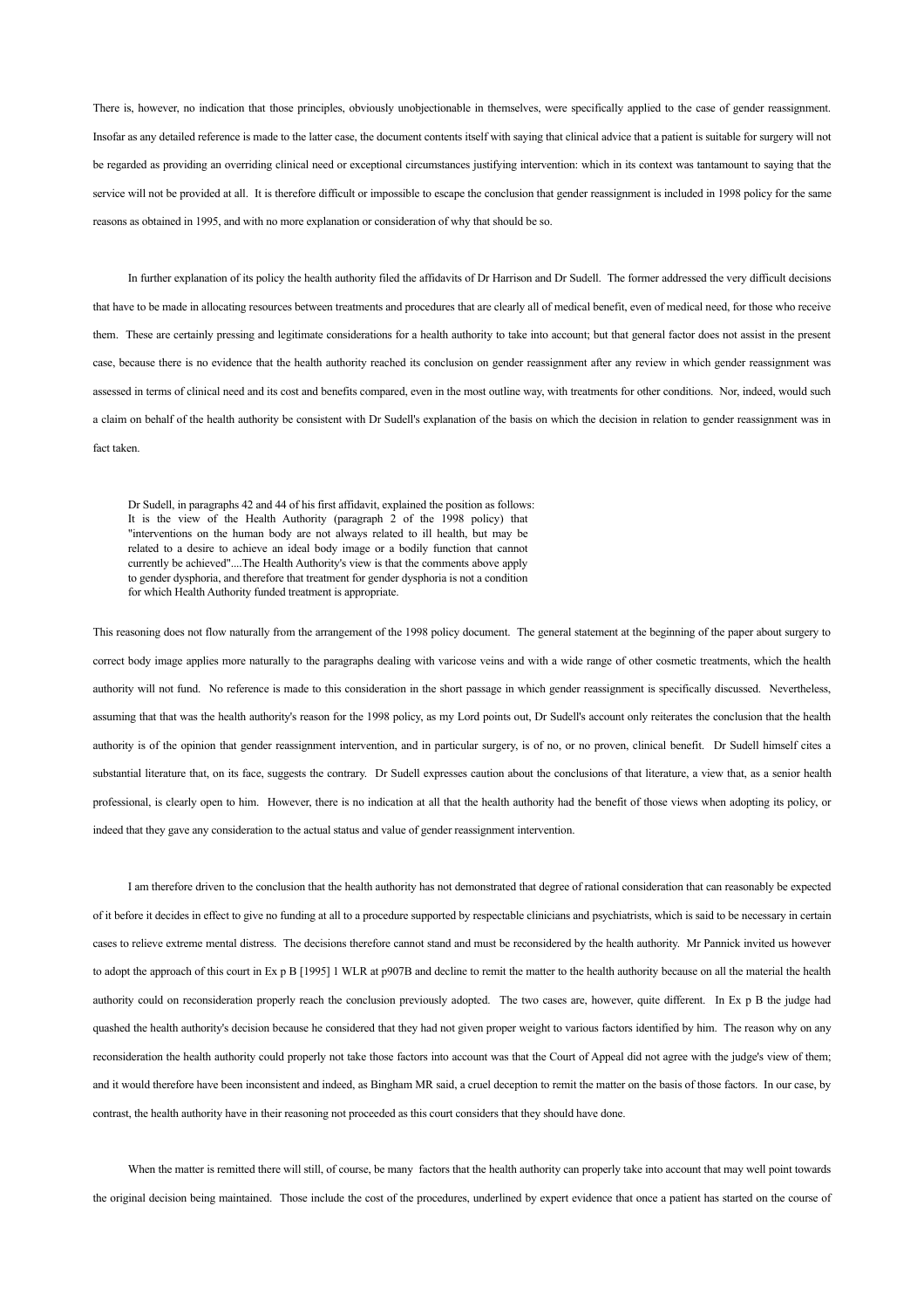There is, however, no indication that those principles, obviously unobjectionable in themselves, were specifically applied to the case of gender reassignment. Insofar as any detailed reference is made to the latter case, the document contents itself with saying that clinical advice that a patient is suitable for surgery will not be regarded as providing an overriding clinical need or exceptional circumstances justifying intervention: which in its context was tantamount to saying that the service will not be provided at all. It is therefore difficult or impossible to escape the conclusion that gender reassignment is included in 1998 policy for the same reasons as obtained in 1995, and with no more explanation or consideration of why that should be so.

In further explanation of its policy the health authority filed the affidavits of Dr Harrison and Dr Sudell. The former addressed the very difficult decisions that have to be made in allocating resources between treatments and procedures that are clearly all of medical benefit, even of medical need, for those who receive them. These are certainly pressing and legitimate considerations for a health authority to take into account; but that general factor does not assist in the present case, because there is no evidence that the health authority reached its conclusion on gender reassignment after any review in which gender reassignment was assessed in terms of clinical need and its cost and benefits compared, even in the most outline way, with treatments for other conditions. Nor, indeed, would such a claim on behalf of the health authority be consistent with Dr Sudell's explanation of the basis on which the decision in relation to gender reassignment was in fact taken.

> Dr Sudell, in paragraphs 42 and 44 of his first affidavit, explained the position as follows: It is the view of the Health Authority (paragraph 2 of the 1998 policy) that "interventions on the human body are not always related to ill health, but may be related to a desire to achieve an ideal body image or a bodily function that cannot currently be achieved"....The Health Authority's view is that the comments above apply to gender dysphoria, and therefore that treatment for gender dysphoria is not a condition for which Health Authority funded treatment is appropriate.

This reasoning does not flow naturally from the arrangement of the 1998 policy document. The general statement at the beginning of the paper about surgery to correct body image applies more naturally to the paragraphs dealing with varicose veins and with a wide range of other cosmetic treatments, which the health authority will not fund. No reference is made to this consideration in the short passage in which gender reassignment is specifically discussed. Nevertheless, assuming that that was the health authority's reason for the 1998 policy, as my Lord points out, Dr Sudell's account only reiterates the conclusion that the health authority is of the opinion that gender reassignment intervention, and in particular surgery, is of no, or no proven, clinical benefit. Dr Sudell himself cites a substantial literature that, on its face, suggests the contrary. Dr Sudell expresses caution about the conclusions of that literature, a view that, as a senior health professional, is clearly open to him. However, there is no indication at all that the health authority had the benefit of those views when adopting its policy, or indeed that they gave any consideration to the actual status and value of gender reassignment intervention.

I am therefore driven to the conclusion that the health authority has not demonstrated that degree of rational consideration that can reasonably be expected of it before it decides in effect to give no funding at all to a procedure supported by respectable clinicians and psychiatrists, which is said to be necessary in certain cases to relieve extreme mental distress. The decisions therefore cannot stand and must be reconsidered by the health authority. Mr Pannick invited us however to adopt the approach of this court in Ex p B [1995] 1 WLR at p907B and decline to remit the matter to the health authority because on all the material the health authority could on reconsideration properly reach the conclusion previously adopted. The two cases are, however, quite different. In Ex p B the judge had quashed the health authority's decision because he considered that they had not given proper weight to various factors identified by him. The reason why on any reconsideration the health authority could properly not take those factors into account was that the Court of Appeal did not agree with the judge's view of them; and it would therefore have been inconsistent and indeed, as Bingham MR said, a cruel deception to remit the matter on the basis of those factors. In our case, by contrast, the health authority have in their reasoning not proceeded as this court considers that they should have done.

When the matter is remitted there will still, of course, be many factors that the health authority can properly take into account that may well point towards the original decision being maintained. Those include the cost of the procedures, underlined by expert evidence that once a patient has started on the course of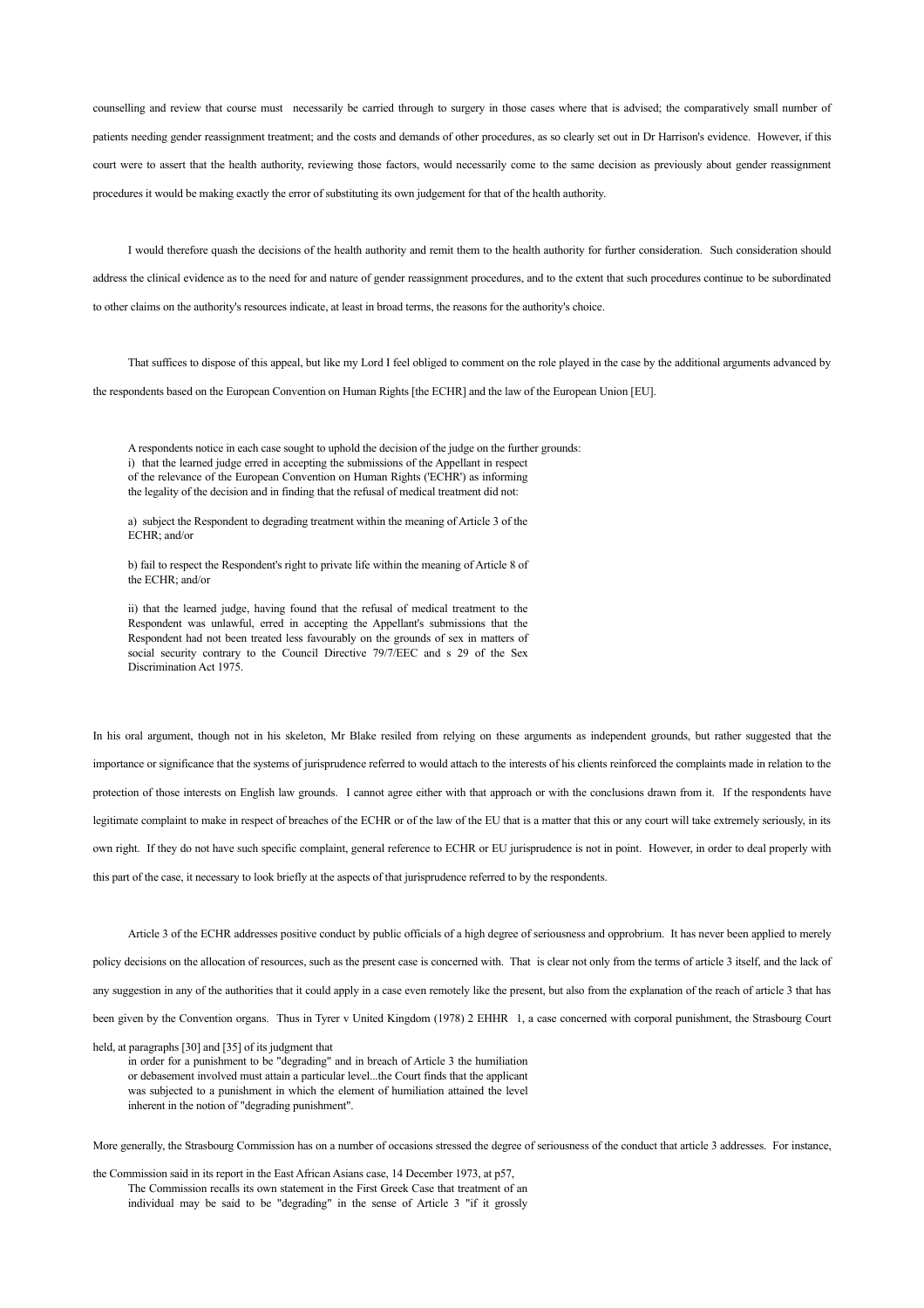counselling and review that course must necessarily be carried through to surgery in those cases where that is advised; the comparatively small number of patients needing gender reassignment treatment; and the costs and demands of other procedures, as so clearly set out in Dr Harrison's evidence. However, if this court were to assert that the health authority, reviewing those factors, would necessarily come to the same decision as previously about gender reassignment procedures it would be making exactly the error of substituting its own judgement for that of the health authority.

I would therefore quash the decisions of the health authority and remit them to the health authority for further consideration. Such consideration should address the clinical evidence as to the need for and nature of gender reassignment procedures, and to the extent that such procedures continue to be subordinated to other claims on the authority's resources indicate, at least in broad terms, the reasons for the authority's choice.

That suffices to dispose of this appeal, but like my Lord I feel obliged to comment on the role played in the case by the additional arguments advanced by the respondents based on the European Convention on Human Rights [the ECHR] and the law of the European Union [EU].

> A respondents notice in each case sought to uphold the decision of the judge on the further grounds:
> i) that the learned judge erred in accepting the submissions of the Appellant in respect of the relevance of the European Convention on Human Rights ('ECHR') as informing the legality of the decision and in finding that the refusal of medical treatment did not:
>
> a) subject the Respondent to degrading treatment within the meaning of Article 3 of the ECHR; and/or
>
> b) fail to respect the Respondent's right to private life within the meaning of Article 8 of the ECHR; and/or
>
> ii) that the learned judge, having found that the refusal of medical treatment to the Respondent was unlawful, erred in accepting the Appellant's submissions that the Respondent had not been treated less favourably on the grounds of sex in matters of social security contrary to the Council Directive 79/7/EEC and s 29 of the Sex Discrimination Act 1975.

In his oral argument, though not in his skeleton, Mr Blake resiled from relying on these arguments as independent grounds, but rather suggested that the importance or significance that the systems of jurisprudence referred to would attach to the interests of his clients reinforced the complaints made in relation to the protection of those interests on English law grounds. I cannot agree either with that approach or with the conclusions drawn from it. If the respondents have legitimate complaint to make in respect of breaches of the ECHR or of the law of the EU that is a matter that this or any court will take extremely seriously, in its own right. If they do not have such specific complaint, general reference to ECHR or EU jurisprudence is not in point. However, in order to deal properly with this part of the case, it necessary to look briefly at the aspects of that jurisprudence referred to by the respondents.

Article 3 of the ECHR addresses positive conduct by public officials of a high degree of seriousness and opprobrium. It has never been applied to merely policy decisions on the allocation of resources, such as the present case is concerned with. That is clear not only from the terms of article 3 itself, and the lack of any suggestion in any of the authorities that it could apply in a case even remotely like the present, but also from the explanation of the reach of article 3 that has been given by the Convention organs. Thus in Tyrer v United Kingdom (1978) 2 EHHR 1, a case concerned with corporal punishment, the Strasbourg Court held, at paragraphs [30] and [35] of its judgment that

> in order for a punishment to be "degrading" and in breach of Article 3 the humiliation or debasement involved must attain a particular level...the Court finds that the applicant was subjected to a punishment in which the element of humiliation attained the level inherent in the notion of "degrading punishment".

More generally, the Strasbourg Commission has on a number of occasions stressed the degree of seriousness of the conduct that article 3 addresses. For instance, the Commission said in its report in the East African Asians case, 14 December 1973, at p57,

> The Commission recalls its own statement in the First Greek Case that treatment of an individual may be said to be "degrading" in the sense of Article 3 "if it grossly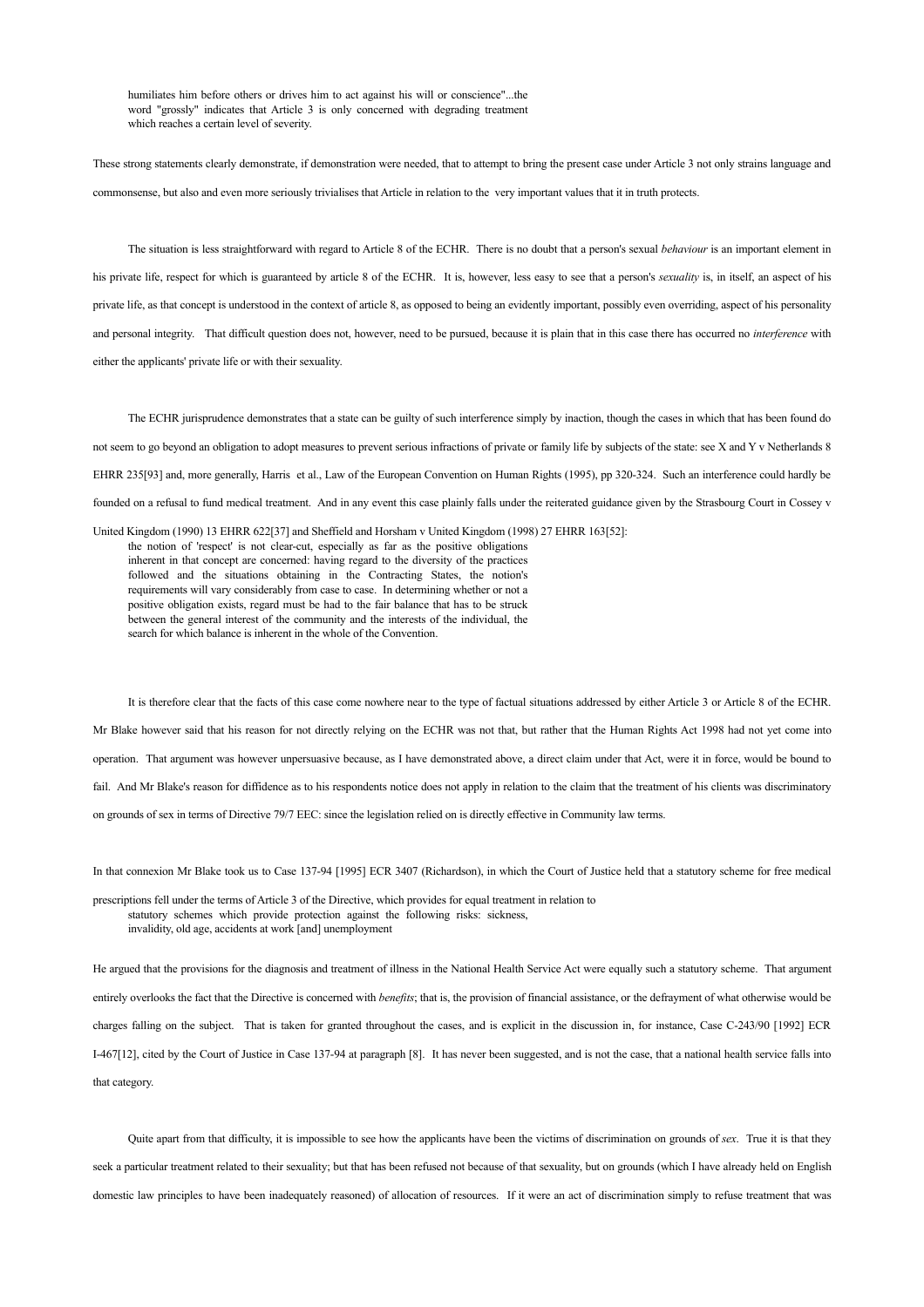> humiliates him before others or drives him to act against his will or conscience"...the word "grossly" indicates that Article 3 is only concerned with degrading treatment which reaches a certain level of severity.

These strong statements clearly demonstrate, if demonstration were needed, that to attempt to bring the present case under Article 3 not only strains language and commonsense, but also and even more seriously trivialises that Article in relation to the very important values that it in truth protects.

The situation is less straightforward with regard to Article 8 of the ECHR. There is no doubt that a person's sexual *behaviour* is an important element in his private life, respect for which is guaranteed by article 8 of the ECHR. It is, however, less easy to see that a person's *sexuality* is, in itself, an aspect of his private life, as that concept is understood in the context of article 8, as opposed to being an evidently important, possibly even overriding, aspect of his personality and personal integrity. That difficult question does not, however, need to be pursued, because it is plain that in this case there has occurred no *interference* with either the applicants' private life or with their sexuality.

The ECHR jurisprudence demonstrates that a state can be guilty of such interference simply by inaction, though the cases in which that has been found do not seem to go beyond an obligation to adopt measures to prevent serious infractions of private or family life by subjects of the state: see X and Y v Netherlands 8 EHRR 235[93] and, more generally, Harris et al., Law of the European Convention on Human Rights (1995), pp 320-324. Such an interference could hardly be founded on a refusal to fund medical treatment. And in any event this case plainly falls under the reiterated guidance given by the Strasbourg Court in Cossey v United Kingdom (1990) 13 EHRR 622[37] and Sheffield and Horsham v United Kingdom (1998) 27 EHRR 163[52]:

> the notion of 'respect' is not clear-cut, especially as far as the positive obligations inherent in that concept are concerned: having regard to the diversity of the practices followed and the situations obtaining in the Contracting States, the notion's requirements will vary considerably from case to case. In determining whether or not a positive obligation exists, regard must be had to the fair balance that has to be struck between the general interest of the community and the interests of the individual, the search for which balance is inherent in the whole of the Convention.

It is therefore clear that the facts of this case come nowhere near to the type of factual situations addressed by either Article 3 or Article 8 of the ECHR. Mr Blake however said that his reason for not directly relying on the ECHR was not that, but rather that the Human Rights Act 1998 had not yet come into operation. That argument was however unpersuasive because, as I have demonstrated above, a direct claim under that Act, were it in force, would be bound to fail. And Mr Blake's reason for diffidence as to his respondents notice does not apply in relation to the claim that the treatment of his clients was discriminatory on grounds of sex in terms of Directive 79/7 EEC: since the legislation relied on is directly effective in Community law terms.

In that connexion Mr Blake took us to Case 137-94 [1995] ECR 3407 (Richardson), in which the Court of Justice held that a statutory scheme for free medical prescriptions fell under the terms of Article 3 of the Directive, which provides for equal treatment in relation to

> statutory schemes which provide protection against the following risks: sickness, invalidity, old age, accidents at work [and] unemployment

He argued that the provisions for the diagnosis and treatment of illness in the National Health Service Act were equally such a statutory scheme. That argument entirely overlooks the fact that the Directive is concerned with *benefits*; that is, the provision of financial assistance, or the defrayment of what otherwise would be charges falling on the subject. That is taken for granted throughout the cases, and is explicit in the discussion in, for instance, Case C-243/90 [1992] ECR I-467[12], cited by the Court of Justice in Case 137-94 at paragraph [8]. It has never been suggested, and is not the case, that a national health service falls into that category.

Quite apart from that difficulty, it is impossible to see how the applicants have been the victims of discrimination on grounds of *sex*. True it is that they seek a particular treatment related to their sexuality; but that has been refused not because of that sexuality, but on grounds (which I have already held on English domestic law principles to have been inadequately reasoned) of allocation of resources. If it were an act of discrimination simply to refuse treatment that was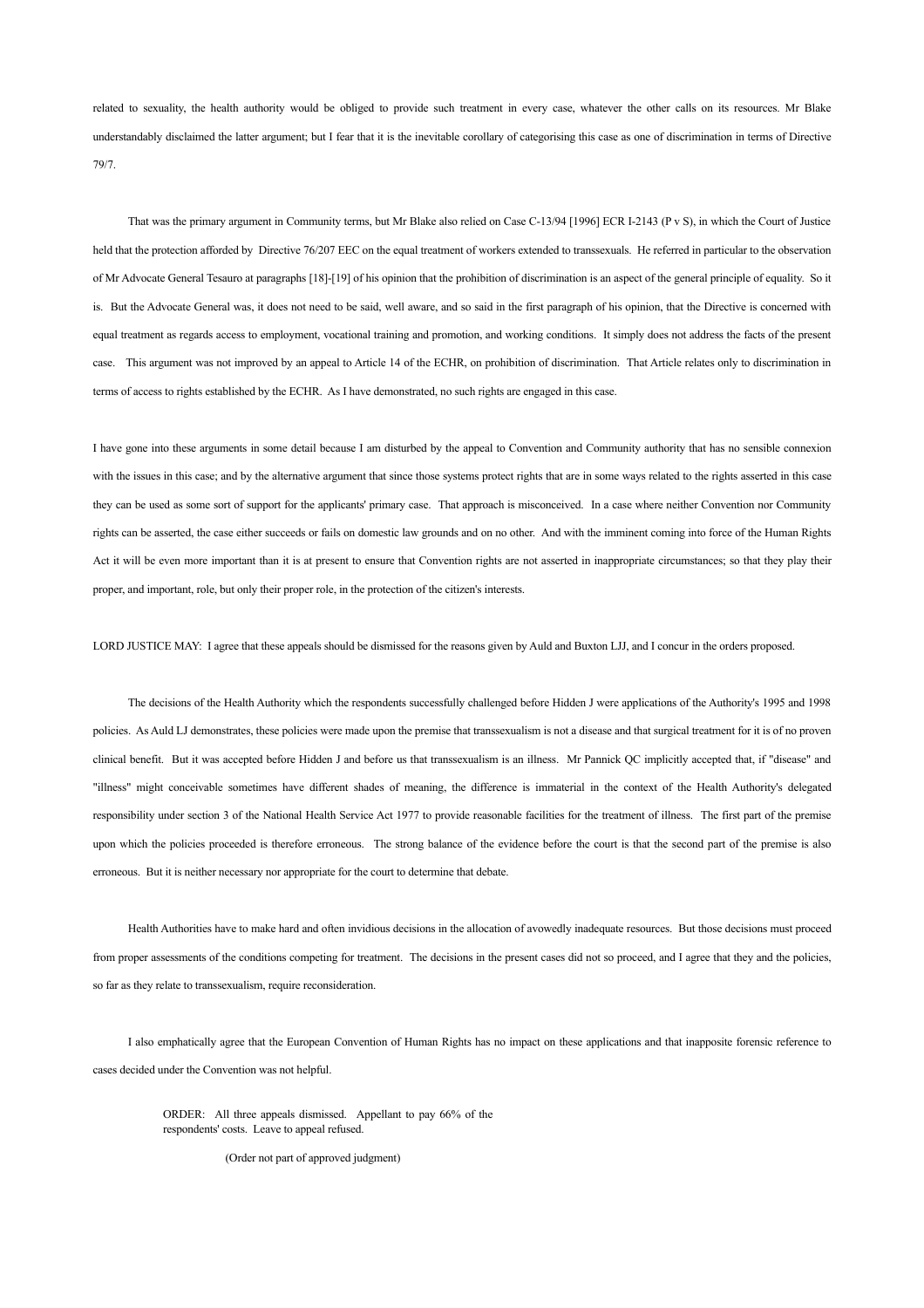related to sexuality, the health authority would be obliged to provide such treatment in every case, whatever the other calls on its resources. Mr Blake understandably disclaimed the latter argument; but I fear that it is the inevitable corollary of categorising this case as one of discrimination in terms of Directive 79/7.

That was the primary argument in Community terms, but Mr Blake also relied on Case C-13/94 [1996] ECR I-2143 (P v S), in which the Court of Justice held that the protection afforded by Directive 76/207 EEC on the equal treatment of workers extended to transsexuals. He referred in particular to the observation of Mr Advocate General Tesauro at paragraphs [18]-[19] of his opinion that the prohibition of discrimination is an aspect of the general principle of equality. So it is. But the Advocate General was, it does not need to be said, well aware, and so said in the first paragraph of his opinion, that the Directive is concerned with equal treatment as regards access to employment, vocational training and promotion, and working conditions. It simply does not address the facts of the present case. This argument was not improved by an appeal to Article 14 of the ECHR, on prohibition of discrimination. That Article relates only to discrimination in terms of access to rights established by the ECHR. As I have demonstrated, no such rights are engaged in this case.

I have gone into these arguments in some detail because I am disturbed by the appeal to Convention and Community authority that has no sensible connexion with the issues in this case; and by the alternative argument that since those systems protect rights that are in some ways related to the rights asserted in this case they can be used as some sort of support for the applicants' primary case. That approach is misconceived. In a case where neither Convention nor Community rights can be asserted, the case either succeeds or fails on domestic law grounds and on no other. And with the imminent coming into force of the Human Rights Act it will be even more important than it is at present to ensure that Convention rights are not asserted in inappropriate circumstances; so that they play their proper, and important, role, but only their proper role, in the protection of the citizen's interests.

LORD JUSTICE MAY: I agree that these appeals should be dismissed for the reasons given by Auld and Buxton LJJ, and I concur in the orders proposed.

The decisions of the Health Authority which the respondents successfully challenged before Hidden J were applications of the Authority's 1995 and 1998 policies. As Auld LJ demonstrates, these policies were made upon the premise that transsexualism is not a disease and that surgical treatment for it is of no proven clinical benefit. But it was accepted before Hidden J and before us that transsexualism is an illness. Mr Pannick QC implicitly accepted that, if "disease" and "illness" might conceivable sometimes have different shades of meaning, the difference is immaterial in the context of the Health Authority's delegated responsibility under section 3 of the National Health Service Act 1977 to provide reasonable facilities for the treatment of illness. The first part of the premise upon which the policies proceeded is therefore erroneous. The strong balance of the evidence before the court is that the second part of the premise is also erroneous. But it is neither necessary nor appropriate for the court to determine that debate.

Health Authorities have to make hard and often invidious decisions in the allocation of avowedly inadequate resources. But those decisions must proceed from proper assessments of the conditions competing for treatment. The decisions in the present cases did not so proceed, and I agree that they and the policies, so far as they relate to transsexualism, require reconsideration.

I also emphatically agree that the European Convention of Human Rights has no impact on these applications and that inapposite forensic reference to cases decided under the Convention was not helpful.

ORDER: All three appeals dismissed. Appellant to pay 66% of the respondents' costs. Leave to appeal refused.

(Order not part of approved judgment)